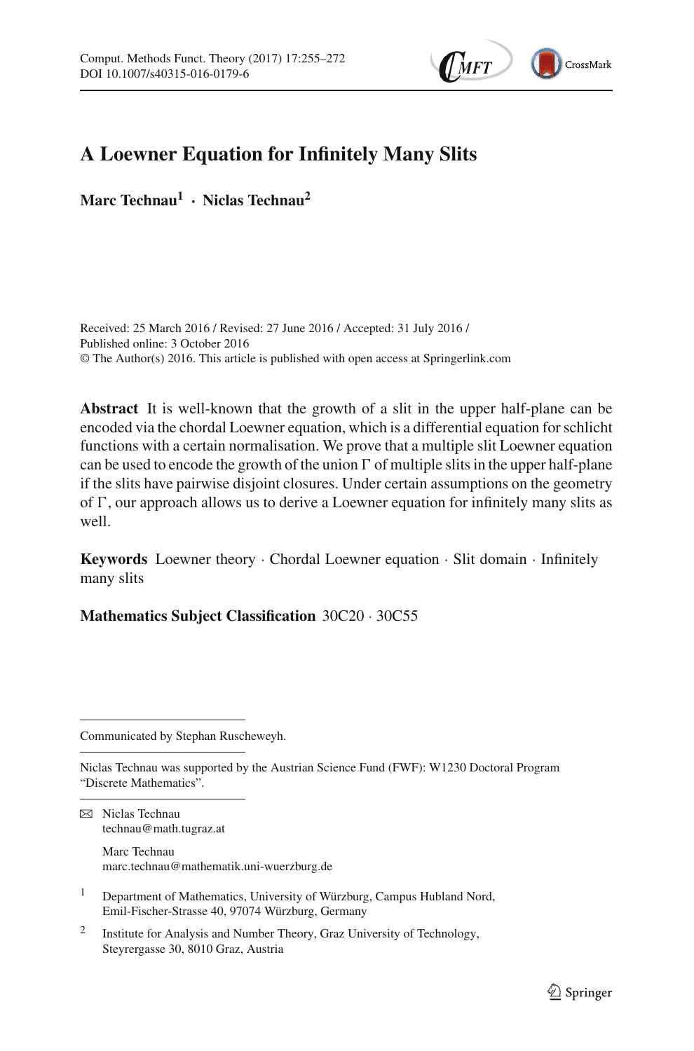# A Loewner Equation for Infinitely Many Slits

**Marc Technau[1] · Niclas Technau[2]**

Received: 25 March 2016 / Revised: 27 June 2016 / Accepted: 31 July 2016 /
Published online: 3 October 2016
© The Author(s) 2016. This article is published with open access at Springerlink.com

**Abstract** It is well-known that the growth of a slit in the upper half-plane can be encoded via the chordal Loewner equation, which is a differential equation for schlicht functions with a certain normalisation. We prove that a multiple slit Loewner equation can be used to encode the growth of the union $\Gamma$ of multiple slits in the upper half-plane if the slits have pairwise disjoint closures. Under certain assumptions on the geometry of $\Gamma$, our approach allows us to derive a Loewner equation for infinitely many slits as well.

**Keywords** Loewner theory · Chordal Loewner equation · Slit domain · Infinitely many slits

**Mathematics Subject Classification** 30C20 · 30C55

---

Communicated by Stephan Ruscheweyh.

---

Niclas Technau was supported by the Austrian Science Fund (FWF): W1230 Doctoral Program "Discrete Mathematics".

---

✉ Niclas Technau
technau@math.tugraz.at

Marc Technau
marc.technau@mathematik.uni-wuerzburg.de

[1] Department of Mathematics, University of Würzburg, Campus Hubland Nord, Emil-Fischer-Strasse 40, 97074 Würzburg, Germany

[2] Institute for Analysis and Number Theory, Graz University of Technology, Steyrergasse 30, 8010 Graz, Austria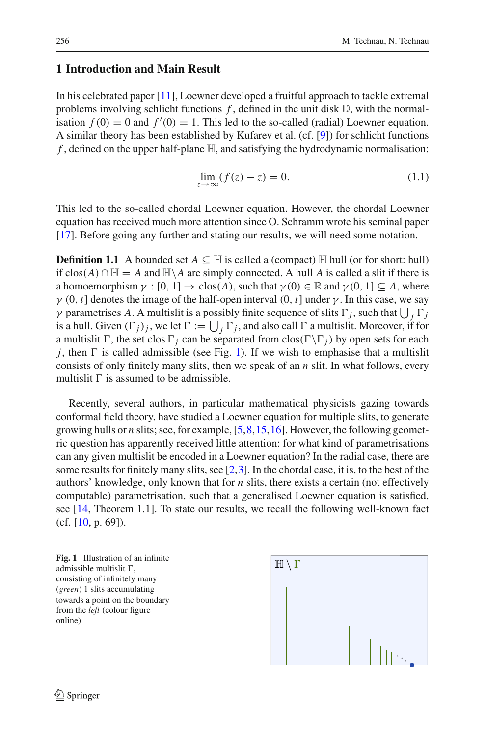## 1 Introduction and Main Result

In his celebrated paper [11], Loewner developed a fruitful approach to tackle extremal problems involving schlicht functions $f$, defined in the unit disk $\mathbb{D}$, with the normalisation $f(0) = 0$ and $f'(0) = 1$. This led to the so-called (radial) Loewner equation. A similar theory has been established by Kufarev et al. (cf. [9]) for schlicht functions $f$, defined on the upper half-plane $\mathbb{H}$, and satisfying the hydrodynamic normalisation:

$$\lim_{z \to \infty} (f(z) - z) = 0. \tag{1.1}$$

This led to the so-called chordal Loewner equation. However, the chordal Loewner equation has received much more attention since O. Schramm wrote his seminal paper [17]. Before going any further and stating our results, we will need some notation.

**Definition 1.1** A bounded set $A \subseteq \mathbb{H}$ is called a (compact) $\mathbb{H}$ hull (or for short: hull) if $\operatorname{clos}(A) \cap \mathbb{H} = A$ and $\mathbb{H} \backslash A$ are simply connected. A hull $A$ is called a slit if there is a homoemorphism $\gamma : [0, 1] \to \operatorname{clos}(A)$, such that $\gamma(0) \in \mathbb{R}$ and $\gamma(0, 1] \subseteq A$, where $\gamma(0, t]$ denotes the image of the half-open interval $(0, t]$ under $\gamma$. In this case, we say $\gamma$ parametrises $A$. A multislit is a possibly finite sequence of slits $\Gamma_j$, such that $\bigcup_j \Gamma_j$ is a hull. Given $(\Gamma_j)_j$, we let $\Gamma := \bigcup_j \Gamma_j$, and also call $\Gamma$ a multislit. Moreover, if for a multislit $\Gamma$, the set $\operatorname{clos} \Gamma_j$ can be separated from $\operatorname{clos}(\Gamma \backslash \Gamma_j)$ by open sets for each $j$, then $\Gamma$ is called admissible (see Fig. 1). If we wish to emphasise that a multislit consists of only finitely many slits, then we speak of an $n$ slit. In what follows, every multislit $\Gamma$ is assumed to be admissible.

Recently, several authors, in particular mathematical physicists gazing towards conformal field theory, have studied a Loewner equation for multiple slits, to generate growing hulls or $n$ slits; see, for example, [5,8,15,16]. However, the following geometric question has apparently received little attention: for what kind of parametrisations can any given multislit be encoded in a Loewner equation? In the radial case, there are some results for finitely many slits, see [2,3]. In the chordal case, it is, to the best of the authors' knowledge, only known that for $n$ slits, there exists a certain (not effectively computable) parametrisation, such that a generalised Loewner equation is satisfied, see [14, Theorem 1.1]. To state our results, we recall the following well-known fact (cf. [10, p. 69]).

**Fig. 1** Illustration of an infinite admissible multislit $\Gamma$, consisting of infinitely many (*green*) 1 slits accumulating towards a point on the boundary from the *left* (colour figure online)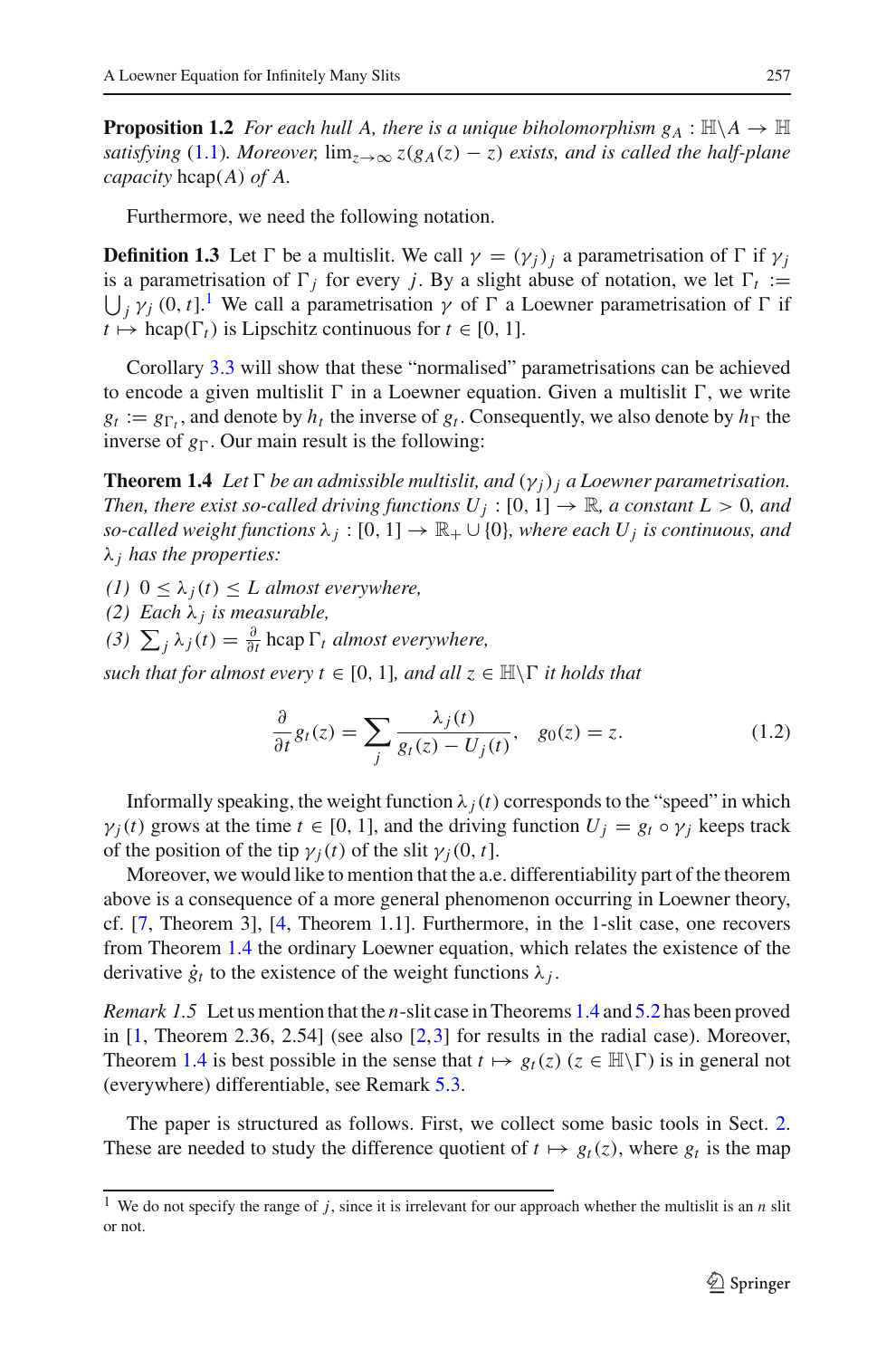**Proposition 1.2** *For each hull $A$, there is a unique biholomorphism $g_A : \mathbb{H}\backslash A \to \mathbb{H}$ satisfying* (1.1)*. Moreover,* $\lim_{z\to\infty} z(g_A(z) - z)$ *exists, and is called the half-plane capacity* $\operatorname{hcap}(A)$ *of $A$.*

Furthermore, we need the following notation.

**Definition 1.3** Let $\Gamma$ be a multislit. We call $\gamma = (\gamma_j)_j$ a parametrisation of $\Gamma$ if $\gamma_j$ is a parametrisation of $\Gamma_j$ for every $j$. By a slight abuse of notation, we let $\Gamma_t := \bigcup_j \gamma_j\,(0, t]$.[1] We call a parametrisation $\gamma$ of $\Gamma$ a Loewner parametrisation of $\Gamma$ if $t \mapsto \operatorname{hcap}(\Gamma_t)$ is Lipschitz continuous for $t \in [0, 1]$.

Corollary 3.3 will show that these "normalised" parametrisations can be achieved to encode a given multislit $\Gamma$ in a Loewner equation. Given a multislit $\Gamma$, we write $g_t := g_{\Gamma_t}$, and denote by $h_t$ the inverse of $g_t$. Consequently, we also denote by $h_\Gamma$ the inverse of $g_\Gamma$. Our main result is the following:

**Theorem 1.4** *Let $\Gamma$ be an admissible multislit, and $(\gamma_j)_j$ a Loewner parametrisation. Then, there exist so-called driving functions $U_j : [0, 1] \to \mathbb{R}$, a constant $L > 0$, and so-called weight functions $\lambda_j : [0, 1] \to \mathbb{R}_+ \cup \{0\}$, where each $U_j$ is continuous, and $\lambda_j$ has the properties:*

*(1) $0 \le \lambda_j(t) \le L$ almost everywhere,*
*(2) Each $\lambda_j$ is measurable,*
*(3) $\sum_j \lambda_j(t) = \frac{\partial}{\partial t} \operatorname{hcap} \Gamma_t$ almost everywhere,*

*such that for almost every $t \in [0, 1]$, and all $z \in \mathbb{H}\backslash\Gamma$ it holds that*

$$\frac{\partial}{\partial t} g_t(z) = \sum_j \frac{\lambda_j(t)}{g_t(z) - U_j(t)}, \quad g_0(z) = z. \tag{1.2}$$

Informally speaking, the weight function $\lambda_j(t)$ corresponds to the "speed" in which $\gamma_j(t)$ grows at the time $t \in [0, 1]$, and the driving function $U_j = g_t \circ \gamma_j$ keeps track of the position of the tip $\gamma_j(t)$ of the slit $\gamma_j(0, t]$.

Moreover, we would like to mention that the a.e. differentiability part of the theorem above is a consequence of a more general phenomenon occurring in Loewner theory, cf. [7, Theorem 3], [4, Theorem 1.1]. Furthermore, in the 1-slit case, one recovers from Theorem 1.4 the ordinary Loewner equation, which relates the existence of the derivative $\dot{g}_t$ to the existence of the weight functions $\lambda_j$.

*Remark 1.5* Let us mention that the $n$-slit case in Theorems 1.4 and 5.2 has been proved in [1, Theorem 2.36, 2.54] (see also [2,3] for results in the radial case). Moreover, Theorem 1.4 is best possible in the sense that $t \mapsto g_t(z)$ $(z \in \mathbb{H}\backslash\Gamma)$ is in general not (everywhere) differentiable, see Remark 5.3.

The paper is structured as follows. First, we collect some basic tools in Sect. 2. These are needed to study the difference quotient of $t \mapsto g_t(z)$, where $g_t$ is the map

[1] We do not specify the range of $j$, since it is irrelevant for our approach whether the multislit is an $n$ slit or not.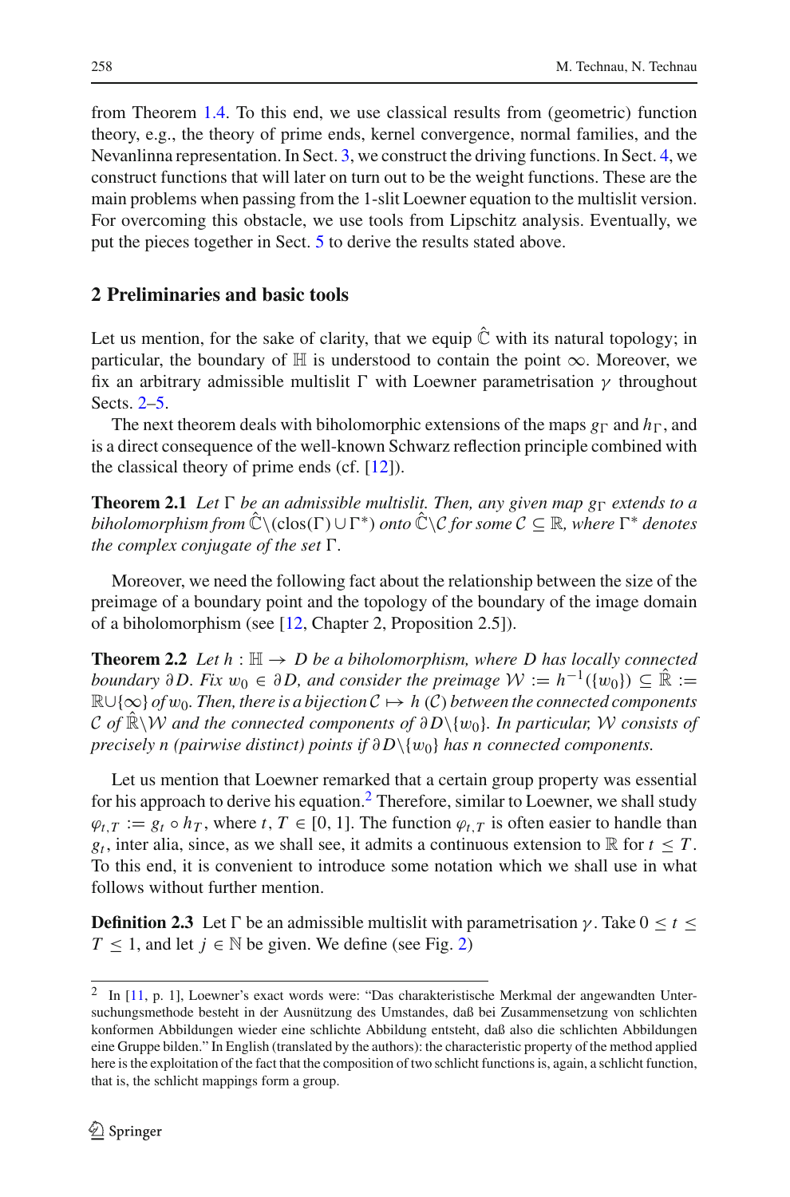from Theorem 1.4. To this end, we use classical results from (geometric) function theory, e.g., the theory of prime ends, kernel convergence, normal families, and the Nevanlinna representation. In Sect. 3, we construct the driving functions. In Sect. 4, we construct functions that will later on turn out to be the weight functions. These are the main problems when passing from the 1-slit Loewner equation to the multislit version. For overcoming this obstacle, we use tools from Lipschitz analysis. Eventually, we put the pieces together in Sect. 5 to derive the results stated above.

## 2 Preliminaries and basic tools

Let us mention, for the sake of clarity, that we equip $\hat{\mathbb{C}}$ with its natural topology; in particular, the boundary of $\mathbb{H}$ is understood to contain the point $\infty$. Moreover, we fix an arbitrary admissible multislit $\Gamma$ with Loewner parametrisation $\gamma$ throughout Sects. 2–5.

The next theorem deals with biholomorphic extensions of the maps $g_\Gamma$ and $h_\Gamma$, and is a direct consequence of the well-known Schwarz reflection principle combined with the classical theory of prime ends (cf. [12]).

**Theorem 2.1** *Let $\Gamma$ be an admissible multislit. Then, any given map $g_\Gamma$ extends to a biholomorphism from $\hat{\mathbb{C}}\backslash(\mathrm{clos}(\Gamma)\cup\Gamma^*)$ onto $\hat{\mathbb{C}}\backslash\mathcal{C}$ for some $\mathcal{C}\subseteq\mathbb{R}$, where $\Gamma^*$ denotes the complex conjugate of the set $\Gamma$.*

Moreover, we need the following fact about the relationship between the size of the preimage of a boundary point and the topology of the boundary of the image domain of a biholomorphism (see [12, Chapter 2, Proposition 2.5]).

**Theorem 2.2** *Let $h:\mathbb{H}\to D$ be a biholomorphism, where $D$ has locally connected boundary $\partial D$. Fix $w_0\in\partial D$, and consider the preimage $\mathcal{W}:=h^{-1}(\{w_0\})\subseteq\hat{\mathbb{R}}:=\mathbb{R}\cup\{\infty\}$ of $w_0$. Then, there is a bijection $\mathcal{C}\mapsto h(\mathcal{C})$ between the connected components $\mathcal{C}$ of $\hat{\mathbb{R}}\backslash\mathcal{W}$ and the connected components of $\partial D\backslash\{w_0\}$. In particular, $\mathcal{W}$ consists of precisely $n$ (pairwise distinct) points if $\partial D\backslash\{w_0\}$ has $n$ connected components.*

Let us mention that Loewner remarked that a certain group property was essential for his approach to derive his equation.[2] Therefore, similar to Loewner, we shall study $\varphi_{t,T}:=g_t\circ h_T$, where $t,T\in[0,1]$. The function $\varphi_{t,T}$ is often easier to handle than $g_t$, inter alia, since, as we shall see, it admits a continuous extension to $\mathbb{R}$ for $t\le T$. To this end, it is convenient to introduce some notation which we shall use in what follows without further mention.

**Definition 2.3** Let $\Gamma$ be an admissible multislit with parametrisation $\gamma$. Take $0\le t\le T\le 1$, and let $j\in\mathbb{N}$ be given. We define (see Fig. 2)

---

[2] In [11, p. 1], Loewner's exact words were: "Das charakteristische Merkmal der angewandten Untersuchungsmethode besteht in der Ausnützung des Umstandes, daß bei Zusammensetzung von schlichten konformen Abbildungen wieder eine schlichte Abbildung entsteht, daß also die schlichten Abbildungen eine Gruppe bilden." In English (translated by the authors): the characteristic property of the method applied here is the exploitation of the fact that the composition of two schlicht functions is, again, a schlicht function, that is, the schlicht mappings form a group.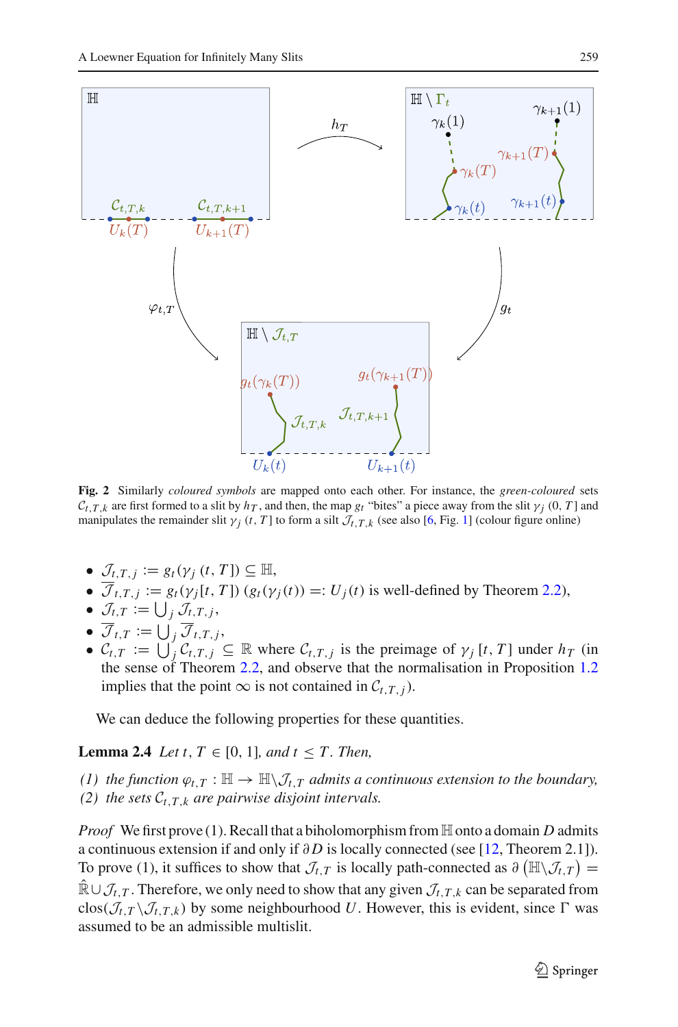**Fig. 2** Similarly *coloured symbols* are mapped onto each other. For instance, the *green-coloured* sets $\mathcal{C}_{t,T,k}$ are first formed to a slit by $h_T$, and then, the map $g_t$ "bites" a piece away from the slit $\gamma_j\ (0, T]$ and manipulates the remainder slit $\gamma_j\ (t, T]$ to form a silt $\mathcal{J}_{t,T,k}$ (see also [6, Fig. 1]) (colour figure online)

- $\mathcal{J}_{t,T,j} := g_t(\gamma_j\ (t, T]) \subseteq \mathbb{H}$,
- $\overline{\mathcal{J}}_{t,T,j} := g_t(\gamma_j[t, T])\ (g_t(\gamma_j(t)) =: U_j(t)$ is well-defined by Theorem 2.2),
- $\mathcal{J}_{t,T} := \bigcup_j \mathcal{J}_{t,T,j}$,
- $\overline{\mathcal{J}}_{t,T} := \bigcup_j \overline{\mathcal{J}}_{t,T,j}$,
- $\mathcal{C}_{t,T} := \bigcup_j \mathcal{C}_{t,T,j} \subseteq \mathbb{R}$ where $\mathcal{C}_{t,T,j}$ is the preimage of $\gamma_j\ [t, T]$ under $h_T$ (in the sense of Theorem 2.2, and observe that the normalisation in Proposition 1.2 implies that the point $\infty$ is not contained in $\mathcal{C}_{t,T,j}$).

We can deduce the following properties for these quantities.

**Lemma 2.4** *Let $t, T \in [0, 1]$, and $t \leq T$. Then,*

*(1) the function $\varphi_{t,T} : \mathbb{H} \to \mathbb{H} \backslash \mathcal{J}_{t,T}$ admits a continuous extension to the boundary,*
*(2) the sets $\mathcal{C}_{t,T,k}$ are pairwise disjoint intervals.*

*Proof* We first prove (1). Recall that a biholomorphism from $\mathbb{H}$ onto a domain $D$ admits a continuous extension if and only if $\partial D$ is locally connected (see [12, Theorem 2.1]). To prove (1), it suffices to show that $\mathcal{J}_{t,T}$ is locally path-connected as $\partial\left(\mathbb{H} \backslash \mathcal{J}_{t,T}\right) = \hat{\mathbb{R}} \cup \mathcal{J}_{t,T}$. Therefore, we only need to show that any given $\mathcal{J}_{t,T,k}$ can be separated from $\text{clos}(\mathcal{J}_{t,T} \backslash \mathcal{J}_{t,T,k})$ by some neighbourhood $U$. However, this is evident, since $\Gamma$ was assumed to be an admissible multislit.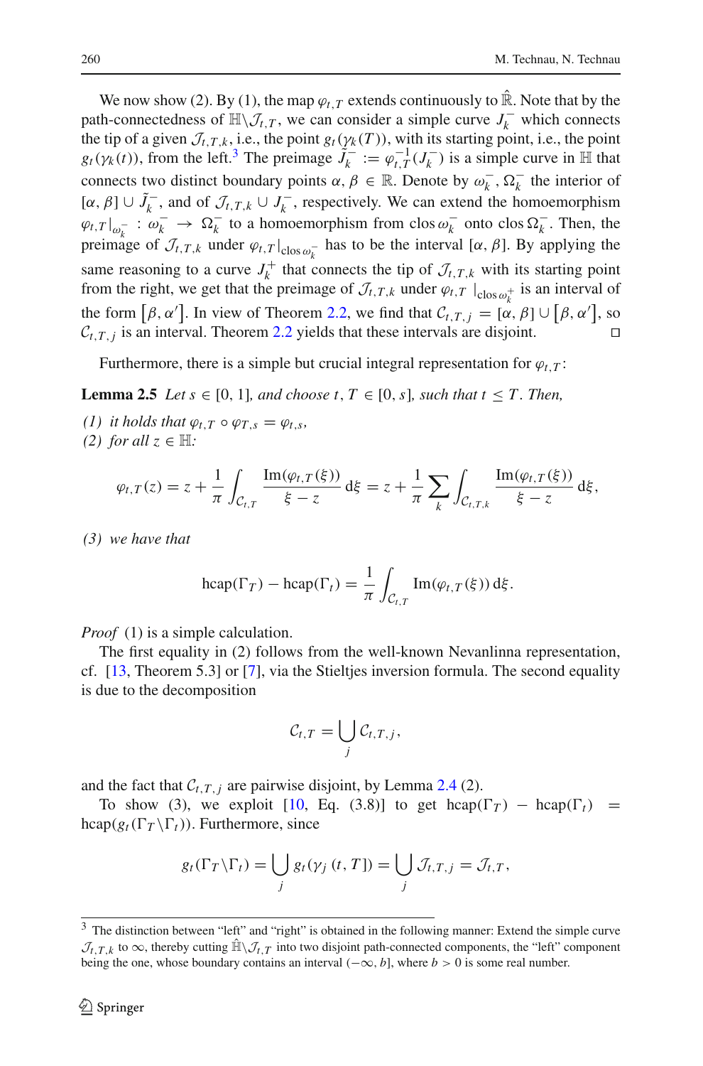We now show (2). By (1), the map $\varphi_{t,T}$ extends continuously to $\hat{\mathbb{R}}$. Note that by the path-connectedness of $\mathbb{H}\backslash\mathcal{J}_{t,T}$, we can consider a simple curve $J_k^-$ which connects the tip of a given $\mathcal{J}_{t,T,k}$, i.e., the point $g_t(\gamma_k(T))$, with its starting point, i.e., the point $g_t(\gamma_k(t))$, from the left.[3] The preimage $\tilde{J}_k^- := \varphi_{t,T}^{-1}(J_k^-)$ is a simple curve in $\mathbb{H}$ that connects two distinct boundary points $\alpha, \beta \in \mathbb{R}$. Denote by $\omega_k^-, \Omega_k^-$ the interior of $[\alpha, \beta] \cup \tilde{J}_k^-$, and of $\mathcal{J}_{t,T,k} \cup J_k^-$, respectively. We can extend the homoemorphism $\varphi_{t,T}|_{\omega_k^-} : \omega_k^- \to \Omega_k^-$ to a homoemorphism from $\operatorname{clos} \omega_k^-$ onto $\operatorname{clos} \Omega_k^-$. Then, the preimage of $\mathcal{J}_{t,T,k}$ under $\varphi_{t,T}|_{\operatorname{clos} \omega_k^-}$ has to be the interval $[\alpha, \beta]$. By applying the same reasoning to a curve $J_k^+$ that connects the tip of $\mathcal{J}_{t,T,k}$ with its starting point from the right, we get that the preimage of $\mathcal{J}_{t,T,k}$ under $\varphi_{t,T}|_{\operatorname{clos} \omega_k^+}$ is an interval of the form $\left[\beta, \alpha'\right]$. In view of Theorem 2.2, we find that $\mathcal{C}_{t,T,j} = [\alpha, \beta] \cup \left[\beta, \alpha'\right]$, so $\mathcal{C}_{t,T,j}$ is an interval. Theorem 2.2 yields that these intervals are disjoint. □

Furthermore, there is a simple but crucial integral representation for $\varphi_{t,T}$:

**Lemma 2.5** *Let $s \in [0, 1]$, and choose $t, T \in [0, s]$, such that $t \le T$. Then,*

*(1) it holds that $\varphi_{t,T} \circ \varphi_{T,s} = \varphi_{t,s}$,*
*(2) for all $z \in \mathbb{H}$:*

$$\varphi_{t,T}(z) = z + \frac{1}{\pi}\int_{\mathcal{C}_{t,T}} \frac{\operatorname{Im}(\varphi_{t,T}(\xi))}{\xi - z}\,\mathrm{d}\xi = z + \frac{1}{\pi}\sum_k \int_{\mathcal{C}_{t,T,k}} \frac{\operatorname{Im}(\varphi_{t,T}(\xi))}{\xi - z}\,\mathrm{d}\xi,$$

*(3) we have that*

$$\operatorname{hcap}(\Gamma_T) - \operatorname{hcap}(\Gamma_t) = \frac{1}{\pi}\int_{\mathcal{C}_{t,T}} \operatorname{Im}(\varphi_{t,T}(\xi))\,\mathrm{d}\xi.$$

*Proof* (1) is a simple calculation.

The first equality in (2) follows from the well-known Nevanlinna representation, cf. [13, Theorem 5.3] or [7], via the Stieltjes inversion formula. The second equality is due to the decomposition

$$\mathcal{C}_{t,T} = \bigcup_j \mathcal{C}_{t,T,j},$$

and the fact that $\mathcal{C}_{t,T,j}$ are pairwise disjoint, by Lemma 2.4 (2).

To show (3), we exploit [10, Eq. (3.8)] to get $\operatorname{hcap}(\Gamma_T) - \operatorname{hcap}(\Gamma_t) = \operatorname{hcap}(g_t(\Gamma_T\backslash\Gamma_t))$. Furthermore, since

$$g_t(\Gamma_T\backslash\Gamma_t) = \bigcup_j g_t(\gamma_j\,(t, T]) = \bigcup_j \mathcal{J}_{t,T,j} = \mathcal{J}_{t,T},$$

[3] The distinction between "left" and "right" is obtained in the following manner: Extend the simple curve $\mathcal{J}_{t,T,k}$ to $\infty$, thereby cutting $\hat{\mathbb{H}}\backslash\mathcal{J}_{t,T}$ into two disjoint path-connected components, the "left" component being the one, whose boundary contains an interval $(-\infty, b]$, where $b > 0$ is some real number.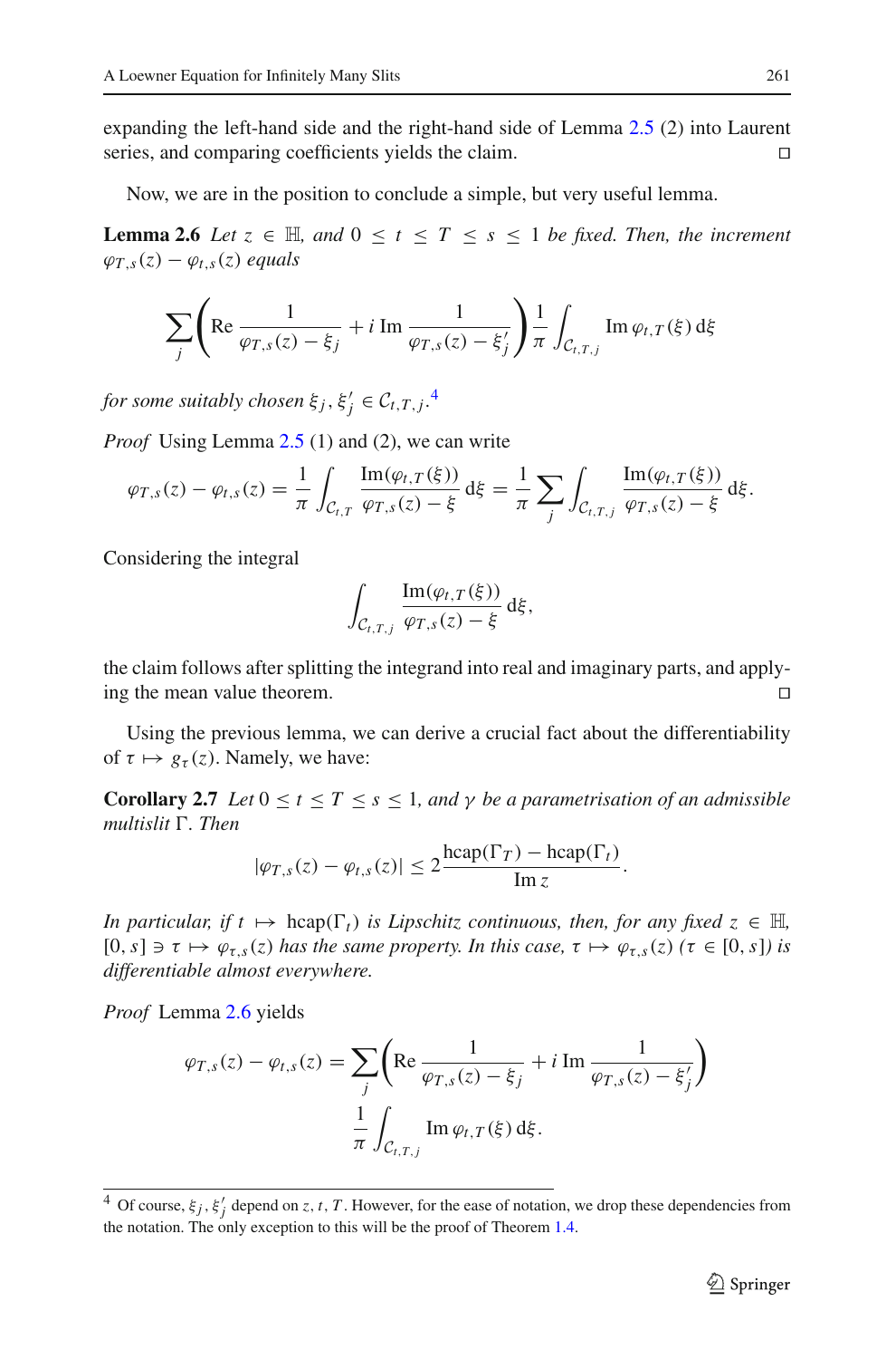expanding the left-hand side and the right-hand side of Lemma 2.5 (2) into Laurent series, and comparing coefficients yields the claim. □

Now, we are in the position to conclude a simple, but very useful lemma.

**Lemma 2.6** *Let $z \in \mathbb{H}$, and $0 \le t \le T \le s \le 1$ be fixed. Then, the increment $\varphi_{T,s}(z) - \varphi_{t,s}(z)$ equals*

$$\sum_j \left( \operatorname{Re} \frac{1}{\varphi_{T,s}(z) - \xi_j} + i \operatorname{Im} \frac{1}{\varphi_{T,s}(z) - \xi_j'} \right) \frac{1}{\pi} \int_{\mathcal{C}_{t,T,j}} \operatorname{Im} \varphi_{t,T}(\xi)\, \mathrm{d}\xi$$

*for some suitably chosen $\xi_j, \xi_j' \in \mathcal{C}_{t,T,j}$.*[4]

*Proof* Using Lemma 2.5 (1) and (2), we can write

$$\varphi_{T,s}(z) - \varphi_{t,s}(z) = \frac{1}{\pi} \int_{\mathcal{C}_{t,T}} \frac{\operatorname{Im}(\varphi_{t,T}(\xi))}{\varphi_{T,s}(z) - \xi}\, \mathrm{d}\xi = \frac{1}{\pi} \sum_j \int_{\mathcal{C}_{t,T,j}} \frac{\operatorname{Im}(\varphi_{t,T}(\xi))}{\varphi_{T,s}(z) - \xi}\, \mathrm{d}\xi.$$

Considering the integral

$$\int_{\mathcal{C}_{t,T,j}} \frac{\operatorname{Im}(\varphi_{t,T}(\xi))}{\varphi_{T,s}(z) - \xi}\, \mathrm{d}\xi,$$

the claim follows after splitting the integrand into real and imaginary parts, and applying the mean value theorem. □

Using the previous lemma, we can derive a crucial fact about the differentiability of $\tau \mapsto g_\tau(z)$. Namely, we have:

**Corollary 2.7** *Let $0 \le t \le T \le s \le 1$, and $\gamma$ be a parametrisation of an admissible multislit $\Gamma$. Then*

$$|\varphi_{T,s}(z) - \varphi_{t,s}(z)| \le 2 \frac{\operatorname{hcap}(\Gamma_T) - \operatorname{hcap}(\Gamma_t)}{\operatorname{Im} z}.$$

*In particular, if $t \mapsto \operatorname{hcap}(\Gamma_t)$ is Lipschitz continuous, then, for any fixed $z \in \mathbb{H}$, $[0, s] \ni \tau \mapsto \varphi_{\tau,s}(z)$ has the same property. In this case, $\tau \mapsto \varphi_{\tau,s}(z)$ ($\tau \in [0, s]$) is differentiable almost everywhere.*

*Proof* Lemma 2.6 yields

$$\varphi_{T,s}(z) - \varphi_{t,s}(z) = \sum_j \left( \operatorname{Re} \frac{1}{\varphi_{T,s}(z) - \xi_j} + i \operatorname{Im} \frac{1}{\varphi_{T,s}(z) - \xi_j'} \right) \frac{1}{\pi} \int_{\mathcal{C}_{t,T,j}} \operatorname{Im} \varphi_{t,T}(\xi)\, \mathrm{d}\xi.$$

---

[4] Of course, $\xi_j, \xi_j'$ depend on $z, t, T$. However, for the ease of notation, we drop these dependencies from the notation. The only exception to this will be the proof of Theorem 1.4.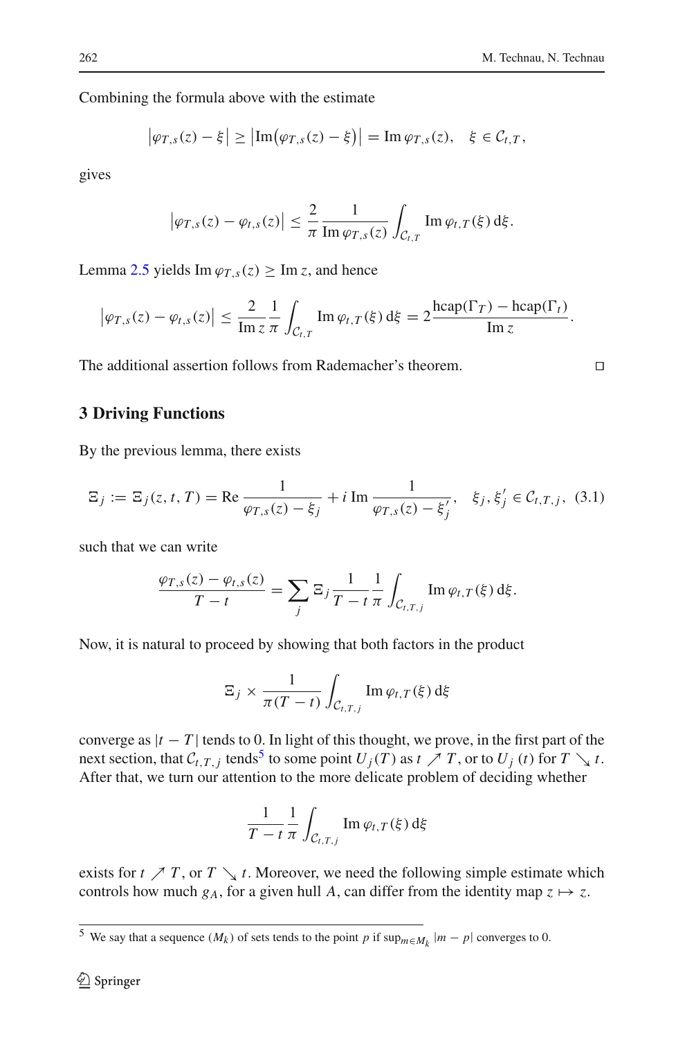Combining the formula above with the estimate

$$
\left|\varphi_{T,s}(z) - \xi\right| \geq \left|\operatorname{Im}\bigl(\varphi_{T,s}(z) - \xi\bigr)\right| = \operatorname{Im}\varphi_{T,s}(z), \quad \xi \in \mathcal{C}_{t,T},
$$

gives

$$
\left|\varphi_{T,s}(z) - \varphi_{t,s}(z)\right| \leq \frac{2}{\pi} \frac{1}{\operatorname{Im}\varphi_{T,s}(z)} \int_{\mathcal{C}_{t,T}} \operatorname{Im}\varphi_{t,T}(\xi)\,\mathrm{d}\xi.
$$

Lemma 2.5 yields $\operatorname{Im}\varphi_{T,s}(z) \geq \operatorname{Im} z$, and hence

$$
\left|\varphi_{T,s}(z) - \varphi_{t,s}(z)\right| \leq \frac{2}{\operatorname{Im} z} \frac{1}{\pi} \int_{\mathcal{C}_{t,T}} \operatorname{Im}\varphi_{t,T}(\xi)\,\mathrm{d}\xi = 2\frac{\operatorname{hcap}(\Gamma_T) - \operatorname{hcap}(\Gamma_t)}{\operatorname{Im} z}.
$$

The additional assertion follows from Rademacher's theorem. □

## 3 Driving Functions

By the previous lemma, there exists

$$
\Xi_j := \Xi_j(z, t, T) = \operatorname{Re} \frac{1}{\varphi_{T,s}(z) - \xi_j} + i \operatorname{Im} \frac{1}{\varphi_{T,s}(z) - \xi_j'}, \quad \xi_j, \xi_j' \in \mathcal{C}_{t,T,j}, \tag{3.1}
$$

such that we can write

$$
\frac{\varphi_{T,s}(z) - \varphi_{t,s}(z)}{T - t} = \sum_j \Xi_j \frac{1}{T - t} \frac{1}{\pi} \int_{\mathcal{C}_{t,T,j}} \operatorname{Im}\varphi_{t,T}(\xi)\,\mathrm{d}\xi.
$$

Now, it is natural to proceed by showing that both factors in the product

$$
\Xi_j \times \frac{1}{\pi(T - t)} \int_{\mathcal{C}_{t,T,j}} \operatorname{Im}\varphi_{t,T}(\xi)\,\mathrm{d}\xi
$$

converge as $|t - T|$ tends to 0. In light of this thought, we prove, in the first part of the next section, that $\mathcal{C}_{t,T,j}$ tends[5] to some point $U_j(T)$ as $t \nearrow T$, or to $U_j(t)$ for $T \searrow t$. After that, we turn our attention to the more delicate problem of deciding whether

$$
\frac{1}{T - t} \frac{1}{\pi} \int_{\mathcal{C}_{t,T,j}} \operatorname{Im}\varphi_{t,T}(\xi)\,\mathrm{d}\xi
$$

exists for $t \nearrow T$, or $T \searrow t$. Moreover, we need the following simple estimate which controls how much $g_A$, for a given hull $A$, can differ from the identity map $z \mapsto z$.

[5] We say that a sequence $(M_k)$ of sets tends to the point $p$ if $\sup_{m \in M_k} |m - p|$ converges to 0.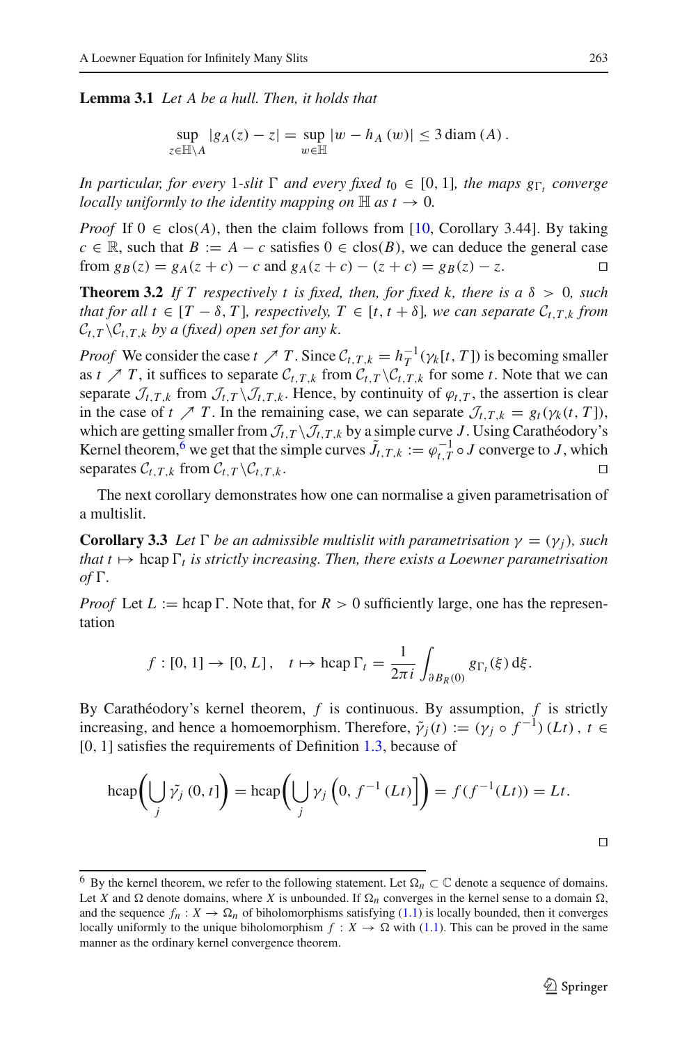**Lemma 3.1** *Let $A$ be a hull. Then, it holds that*

$$\sup_{z \in \mathbb{H} \setminus A} |g_A(z) - z| = \sup_{w \in \mathbb{H}} |w - h_A(w)| \leq 3 \operatorname{diam}(A).$$

*In particular, for every* 1*-slit* $\Gamma$ *and every fixed* $t_0 \in [0, 1]$*, the maps* $g_{\Gamma_t}$ *converge locally uniformly to the identity mapping on* $\mathbb{H}$ *as* $t \to 0$*.*

*Proof* If $0 \in \operatorname{clos}(A)$, then the claim follows from [10, Corollary 3.44]. By taking $c \in \mathbb{R}$, such that $B := A - c$ satisfies $0 \in \operatorname{clos}(B)$, we can deduce the general case from $g_B(z) = g_A(z + c) - c$ and $g_A(z + c) - (z + c) = g_B(z) - z$. □

**Theorem 3.2** *If $T$ respectively $t$ is fixed, then, for fixed $k$, there is a $\delta > 0$, such that for all $t \in [T - \delta, T]$, respectively, $T \in [t, t + \delta]$, we can separate $\mathcal{C}_{t,T,k}$ from $\mathcal{C}_{t,T} \backslash \mathcal{C}_{t,T,k}$ by a (fixed) open set for any $k$.*

*Proof* We consider the case $t \nearrow T$. Since $\mathcal{C}_{t,T,k} = h_T^{-1}(\gamma_k[t, T])$ is becoming smaller as $t \nearrow T$, it suffices to separate $\mathcal{C}_{t,T,k}$ from $\mathcal{C}_{t,T} \backslash \mathcal{C}_{t,T,k}$ for some $t$. Note that we can separate $\mathcal{J}_{t,T,k}$ from $\mathcal{J}_{t,T} \backslash \mathcal{J}_{t,T,k}$. Hence, by continuity of $\varphi_{t,T}$, the assertion is clear in the case of $t \nearrow T$. In the remaining case, we can separate $\mathcal{J}_{t,T,k} = g_t(\gamma_k(t, T])$, which are getting smaller from $\mathcal{J}_{t,T} \backslash \mathcal{J}_{t,T,k}$ by a simple curve $J$. Using Carathéodory's Kernel theorem,[6] we get that the simple curves $\tilde{J}_{t,T,k} := \varphi_{t,T}^{-1} \circ J$ converge to $J$, which separates $\mathcal{C}_{t,T,k}$ from $\mathcal{C}_{t,T} \backslash \mathcal{C}_{t,T,k}$. □

The next corollary demonstrates how one can normalise a given parametrisation of a multislit.

**Corollary 3.3** *Let $\Gamma$ be an admissible multislit with parametrisation $\gamma = (\gamma_j)$, such that $t \mapsto \operatorname{hcap} \Gamma_t$ is strictly increasing. Then, there exists a Loewner parametrisation of $\Gamma$.*

*Proof* Let $L := \operatorname{hcap} \Gamma$. Note that, for $R > 0$ sufficiently large, one has the representation

$$f : [0, 1] \to [0, L], \quad t \mapsto \operatorname{hcap} \Gamma_t = \frac{1}{2\pi i} \int_{\partial B_R(0)} g_{\Gamma_t}(\xi)\, \mathrm{d}\xi.$$

By Carathéodory's kernel theorem, $f$ is continuous. By assumption, $f$ is strictly increasing, and hence a homoemorphism. Therefore, $\tilde{\gamma}_j(t) := (\gamma_j \circ f^{-1})(Lt)$, $t \in [0, 1]$ satisfies the requirements of Definition 1.3, because of

$$\operatorname{hcap}\left( \bigcup_j \tilde{\gamma}_j (0, t] \right) = \operatorname{hcap}\left( \bigcup_j \gamma_j \left(0, f^{-1}(Lt)\right] \right) = f(f^{-1}(Lt)) = Lt.$$

□

[6] By the kernel theorem, we refer to the following statement. Let $\Omega_n \subset \mathbb{C}$ denote a sequence of domains. Let $X$ and $\Omega$ denote domains, where $X$ is unbounded. If $\Omega_n$ converges in the kernel sense to a domain $\Omega$, and the sequence $f_n : X \to \Omega_n$ of biholomorphisms satisfying (1.1) is locally bounded, then it converges locally uniformly to the unique biholomorphism $f : X \to \Omega$ with (1.1). This can be proved in the same manner as the ordinary kernel convergence theorem.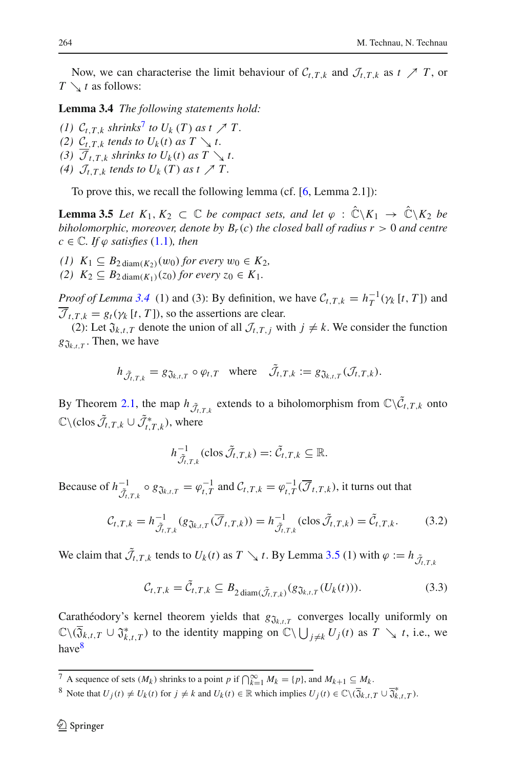Now, we can characterise the limit behaviour of $\mathcal{C}_{t,T,k}$ and $\mathcal{J}_{t,T,k}$ as $t \nearrow T$, or $T \searrow t$ as follows:

**Lemma 3.4** *The following statements hold:*

*(1)* $\mathcal{C}_{t,T,k}$ *shrinks*[7] *to* $U_k(T)$ *as* $t \nearrow T$.
*(2)* $\mathcal{C}_{t,T,k}$ *tends to* $U_k(t)$ *as* $T \searrow t$.
*(3)* $\overline{\mathcal{J}}_{t,T,k}$ *shrinks to* $U_k(t)$ *as* $T \searrow t$.
*(4)* $\mathcal{J}_{t,T,k}$ *tends to* $U_k(T)$ *as* $t \nearrow T$.

To prove this, we recall the following lemma (cf. [6, Lemma 2.1]):

**Lemma 3.5** *Let* $K_1, K_2 \subset \mathbb{C}$ *be compact sets, and let* $\varphi : \hat{\mathbb{C}}\backslash K_1 \to \hat{\mathbb{C}}\backslash K_2$ *be biholomorphic, moreover, denote by* $B_r(c)$ *the closed ball of radius* $r > 0$ *and centre* $c \in \mathbb{C}$. *If* $\varphi$ *satisfies* (1.1), *then*

*(1)* $K_1 \subseteq B_{2\,\mathrm{diam}(K_2)}(w_0)$ *for every* $w_0 \in K_2$,
*(2)* $K_2 \subseteq B_{2\,\mathrm{diam}(K_1)}(z_0)$ *for every* $z_0 \in K_1$.

*Proof of Lemma 3.4* (1) and (3): By definition, we have $\mathcal{C}_{t,T,k} = h_T^{-1}(\gamma_k\,[t,T])$ and $\overline{\mathcal{J}}_{t,T,k} = g_t(\gamma_k\,[t,T])$, so the assertions are clear.

(2): Let $\mathfrak{J}_{k,t,T}$ denote the union of all $\mathcal{J}_{t,T,j}$ with $j \neq k$. We consider the function $g_{\mathfrak{J}_{k,t,T}}$. Then, we have

$$h_{\tilde{\mathcal{J}}_{t,T,k}} = g_{\mathfrak{J}_{k,t,T}} \circ \varphi_{t,T} \quad \text{where} \quad \tilde{\mathcal{J}}_{t,T,k} := g_{\mathfrak{J}_{k,t,T}}(\mathcal{J}_{t,T,k}).$$

By Theorem 2.1, the map $h_{\tilde{\mathcal{J}}_{t,T,k}}$ extends to a biholomorphism from $\mathbb{C}\backslash\tilde{\mathcal{C}}_{t,T,k}$ onto $\mathbb{C}\backslash(\mathrm{clos}\,\tilde{\mathcal{J}}_{t,T,k} \cup \tilde{\mathcal{J}}^*_{t,T,k})$, where

$$h^{-1}_{\tilde{\mathcal{J}}_{t,T,k}}(\mathrm{clos}\,\tilde{\mathcal{J}}_{t,T,k}) =: \tilde{\mathcal{C}}_{t,T,k} \subseteq \mathbb{R}.$$

Because of $h^{-1}_{\tilde{\mathcal{J}}_{t,T,k}} \circ g_{\mathfrak{J}_{k,t,T}} = \varphi^{-1}_{t,T}$ and $\mathcal{C}_{t,T,k} = \varphi^{-1}_{t,T}(\overline{\mathcal{J}}_{t,T,k})$, it turns out that

$$\mathcal{C}_{t,T,k} = h^{-1}_{\tilde{\mathcal{J}}_{t,T,k}}(g_{\mathfrak{J}_{k,t,T}}(\overline{\mathcal{J}}_{t,T,k})) = h^{-1}_{\tilde{\mathcal{J}}_{t,T,k}}(\mathrm{clos}\,\tilde{\mathcal{J}}_{t,T,k}) = \tilde{\mathcal{C}}_{t,T,k}. \tag{3.2}$$

We claim that $\tilde{\mathcal{J}}_{t,T,k}$ tends to $U_k(t)$ as $T \searrow t$. By Lemma 3.5 (1) with $\varphi := h_{\tilde{\mathcal{J}}_{t,T,k}}$

$$\mathcal{C}_{t,T,k} = \tilde{\mathcal{C}}_{t,T,k} \subseteq B_{2\,\mathrm{diam}(\tilde{\mathcal{J}}_{t,T,k})}(g_{\mathfrak{J}_{k,t,T}}(U_k(t))). \tag{3.3}$$

Carathéodory's kernel theorem yields that $g_{\mathfrak{J}_{k,t,T}}$ converges locally uniformly on $\mathbb{C}\backslash(\overline{\mathfrak{J}}_{k,t,T} \cup \mathfrak{J}^*_{k,t,T})$ to the identity mapping on $\mathbb{C}\backslash\bigcup_{j\neq k} U_j(t)$ as $T \searrow t$, i.e., we have[8]

---

[7] A sequence of sets $(M_k)$ shrinks to a point $p$ if $\bigcap_{k=1}^{\infty} M_k = \{p\}$, and $M_{k+1} \subseteq M_k$.

[8] Note that $U_j(t) \neq U_k(t)$ for $j \neq k$ and $U_k(t) \in \mathbb{R}$ which implies $U_j(t) \in \mathbb{C}\backslash(\overline{\mathfrak{J}}_{k,t,T} \cup \overline{\mathfrak{J}}^*_{k,t,T})$.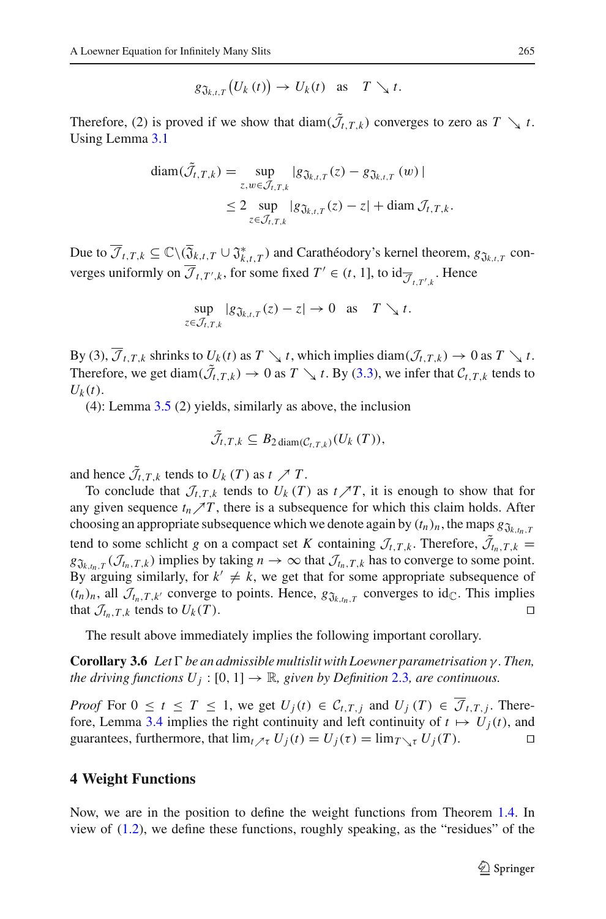$$g_{\mathfrak{J}_{k,t,T}}\big(U_k(t)\big) \to U_k(t) \quad \text{as} \quad T \searrow t.$$

Therefore, (2) is proved if we show that $\operatorname{diam}(\tilde{\mathcal{J}}_{t,T,k})$ converges to zero as $T \searrow t$. Using Lemma 3.1

$$\begin{aligned}
\operatorname{diam}(\tilde{\mathcal{J}}_{t,T,k}) &= \sup_{z,w \in \mathcal{J}_{t,T,k}} |g_{\mathfrak{J}_{k,t,T}}(z) - g_{\mathfrak{J}_{k,t,T}}(w)| \\
&\leq 2 \sup_{z \in \mathcal{J}_{t,T,k}} |g_{\mathfrak{J}_{k,t,T}}(z) - z| + \operatorname{diam} \mathcal{J}_{t,T,k}.
\end{aligned}$$

Due to $\overline{\mathcal{J}}_{t,T,k} \subseteq \mathbb{C} \backslash (\overline{\mathfrak{J}}_{k,t,T} \cup \mathfrak{J}^*_{k,t,T})$ and Carathéodory's kernel theorem, $g_{\mathfrak{J}_{k,t,T}}$ converges uniformly on $\overline{\mathcal{J}}_{t,T',k}$, for some fixed $T' \in (t, 1]$, to $\mathrm{id}_{\overline{\mathcal{J}}_{t,T',k}}$. Hence

$$\sup_{z \in \mathcal{J}_{t,T,k}} |g_{\mathfrak{J}_{k,t,T}}(z) - z| \to 0 \quad \text{as} \quad T \searrow t.$$

By (3), $\overline{\mathcal{J}}_{t,T,k}$ shrinks to $U_k(t)$ as $T \searrow t$, which implies $\operatorname{diam}(\mathcal{J}_{t,T,k}) \to 0$ as $T \searrow t$. Therefore, we get $\operatorname{diam}(\tilde{\mathcal{J}}_{t,T,k}) \to 0$ as $T \searrow t$. By (3.3), we infer that $\mathcal{C}_{t,T,k}$ tends to $U_k(t)$.

(4): Lemma 3.5 (2) yields, similarly as above, the inclusion

$$\tilde{\mathcal{J}}_{t,T,k} \subseteq B_{2 \operatorname{diam}(\mathcal{C}_{t,T,k})}(U_k(T)),$$

and hence $\tilde{\mathcal{J}}_{t,T,k}$ tends to $U_k(T)$ as $t \nearrow T$.

To conclude that $\mathcal{J}_{t,T,k}$ tends to $U_k(T)$ as $t \nearrow T$, it is enough to show that for any given sequence $t_n \nearrow T$, there is a subsequence for which this claim holds. After choosing an appropriate subsequence which we denote again by $(t_n)_n$, the maps $g_{\mathfrak{J}_{k,t_n,T}}$ tend to some schlicht $g$ on a compact set $K$ containing $\mathcal{J}_{t,T,k}$. Therefore, $\tilde{\mathcal{J}}_{t_n,T,k} = g_{\mathfrak{J}_{k,t_n,T}}(\mathcal{J}_{t_n,T,k})$ implies by taking $n \to \infty$ that $\mathcal{J}_{t_n,T,k}$ has to converge to some point. By arguing similarly, for $k' \neq k$, we get that for some appropriate subsequence of $(t_n)_n$, all $\mathcal{J}_{t_n,T,k'}$ converge to points. Hence, $g_{\mathfrak{J}_{k,t_n,T}}$ converges to $\mathrm{id}_{\mathbb{C}}$. This implies that $\mathcal{J}_{t_n,T,k}$ tends to $U_k(T)$. □

The result above immediately implies the following important corollary.

**Corollary 3.6** *Let $\Gamma$ be an admissible multislit with Loewner parametrisation $\gamma$. Then, the driving functions $U_j : [0, 1] \to \mathbb{R}$, given by Definition 2.3, are continuous.*

*Proof* For $0 \leq t \leq T \leq 1$, we get $U_j(t) \in \mathcal{C}_{t,T,j}$ and $U_j(T) \in \overline{\mathcal{J}}_{t,T,j}$. Therefore, Lemma 3.4 implies the right continuity and left continuity of $t \mapsto U_j(t)$, and guarantees, furthermore, that $\lim_{t \nearrow \tau} U_j(t) = U_j(\tau) = \lim_{T \searrow \tau} U_j(T)$. □

## 4 Weight Functions

Now, we are in the position to define the weight functions from Theorem 1.4. In view of (1.2), we define these functions, roughly speaking, as the "residues" of the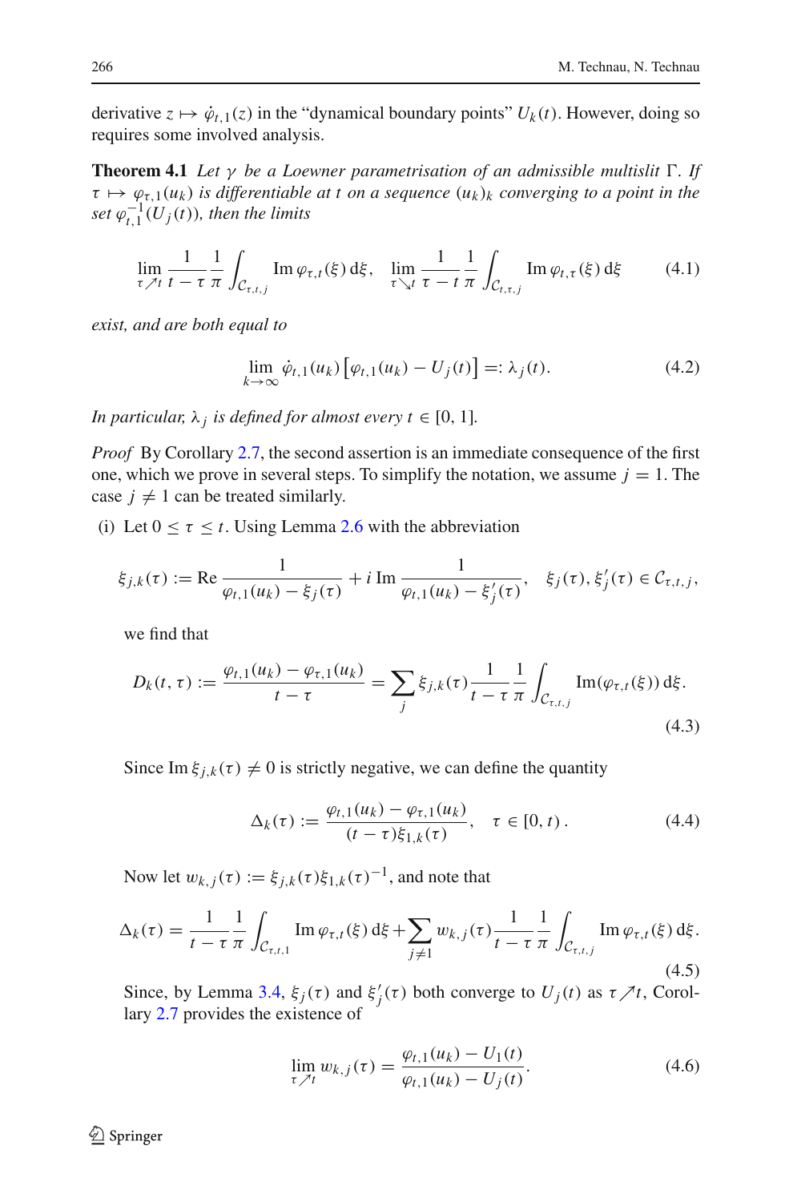derivative $z \mapsto \dot{\varphi}_{t,1}(z)$ in the "dynamical boundary points" $U_k(t)$. However, doing so requires some involved analysis.

**Theorem 4.1** *Let $\gamma$ be a Loewner parametrisation of an admissible multislit $\Gamma$. If $\tau \mapsto \varphi_{\tau,1}(u_k)$ is differentiable at $t$ on a sequence $(u_k)_k$ converging to a point in the set $\varphi_{t,1}^{-1}(U_j(t))$, then the limits*

$$\lim_{\tau \nearrow t} \frac{1}{t-\tau} \frac{1}{\pi} \int_{\mathcal{C}_{\tau,t,j}} \operatorname{Im} \varphi_{\tau,t}(\xi)\, \mathrm{d}\xi, \quad \lim_{\tau \searrow t} \frac{1}{\tau - t} \frac{1}{\pi} \int_{\mathcal{C}_{t,\tau,j}} \operatorname{Im} \varphi_{t,\tau}(\xi)\, \mathrm{d}\xi \tag{4.1}$$

*exist, and are both equal to*

$$\lim_{k\to\infty} \dot{\varphi}_{t,1}(u_k)\left[\varphi_{t,1}(u_k) - U_j(t)\right] =: \lambda_j(t). \tag{4.2}$$

*In particular, $\lambda_j$ is defined for almost every $t \in [0, 1]$.*

*Proof* By Corollary 2.7, the second assertion is an immediate consequence of the first one, which we prove in several steps. To simplify the notation, we assume $j = 1$. The case $j \neq 1$ can be treated similarly.

(i) Let $0 \le \tau \le t$. Using Lemma 2.6 with the abbreviation

$$\xi_{j,k}(\tau) := \operatorname{Re} \frac{1}{\varphi_{t,1}(u_k) - \xi_j(\tau)} + i \operatorname{Im} \frac{1}{\varphi_{t,1}(u_k) - \xi_j'(\tau)}, \quad \xi_j(\tau), \xi_j'(\tau) \in \mathcal{C}_{\tau,t,j},$$

we find that

$$D_k(t,\tau) := \frac{\varphi_{t,1}(u_k) - \varphi_{\tau,1}(u_k)}{t-\tau} = \sum_j \xi_{j,k}(\tau) \frac{1}{t-\tau} \frac{1}{\pi} \int_{\mathcal{C}_{\tau,t,j}} \operatorname{Im}(\varphi_{\tau,t}(\xi))\, \mathrm{d}\xi. \tag{4.3}$$

Since $\operatorname{Im} \xi_{j,k}(\tau) \neq 0$ is strictly negative, we can define the quantity

$$\Delta_k(\tau) := \frac{\varphi_{t,1}(u_k) - \varphi_{\tau,1}(u_k)}{(t-\tau)\xi_{1,k}(\tau)}, \quad \tau \in [0, t)\,. \tag{4.4}$$

Now let $w_{k,j}(\tau) := \xi_{j,k}(\tau)\xi_{1,k}(\tau)^{-1}$, and note that

$$\Delta_k(\tau) = \frac{1}{t-\tau} \frac{1}{\pi} \int_{\mathcal{C}_{\tau,t,1}} \operatorname{Im} \varphi_{\tau,t}(\xi)\, \mathrm{d}\xi + \sum_{j \neq 1} w_{k,j}(\tau) \frac{1}{t-\tau} \frac{1}{\pi} \int_{\mathcal{C}_{\tau,t,j}} \operatorname{Im} \varphi_{\tau,t}(\xi)\, \mathrm{d}\xi. \tag{4.5}$$

Since, by Lemma 3.4, $\xi_j(\tau)$ and $\xi_j'(\tau)$ both converge to $U_j(t)$ as $\tau \nearrow t$, Corollary 2.7 provides the existence of

$$\lim_{\tau \nearrow t} w_{k,j}(\tau) = \frac{\varphi_{t,1}(u_k) - U_1(t)}{\varphi_{t,1}(u_k) - U_j(t)}. \tag{4.6}$$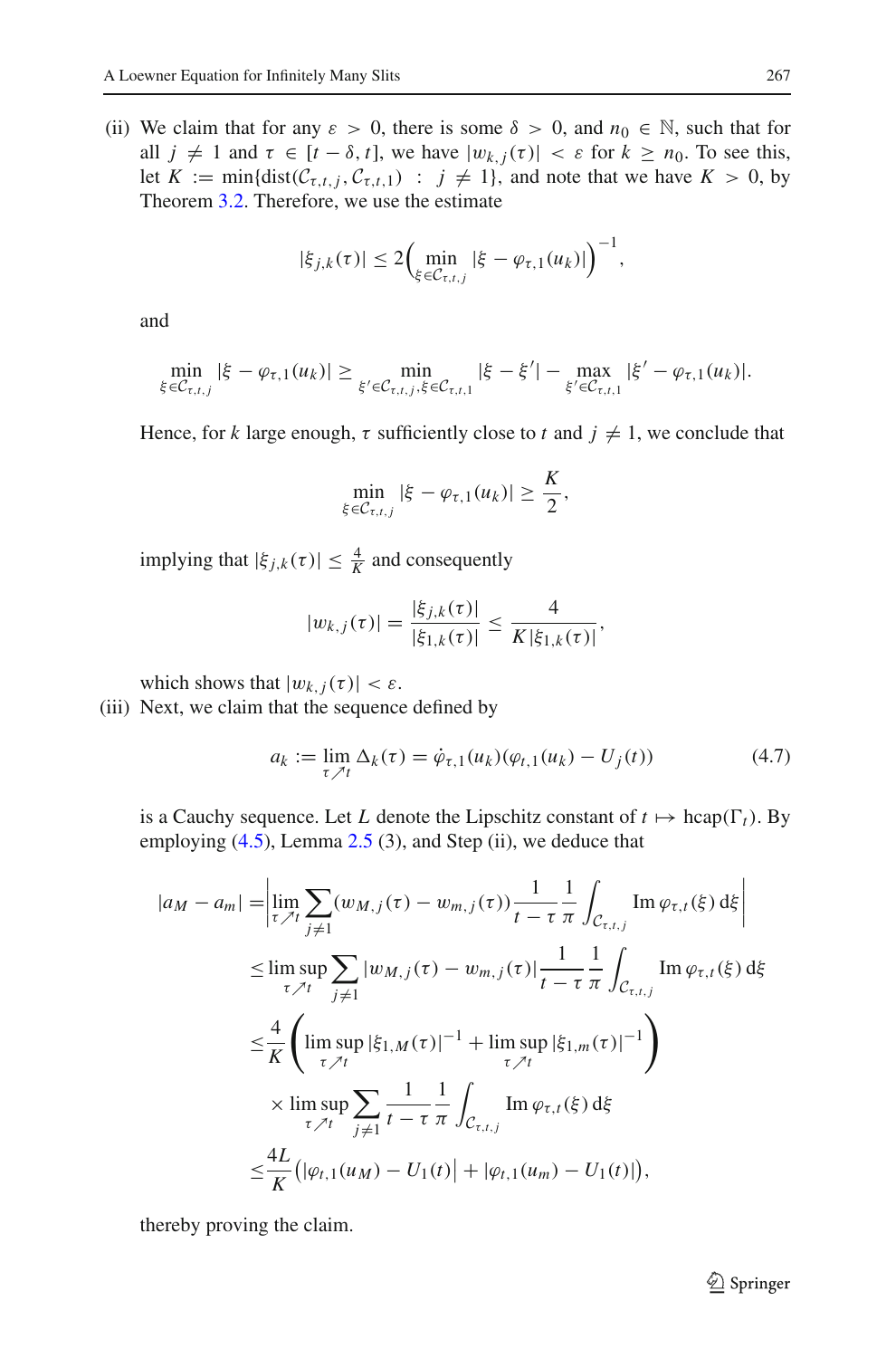(ii) We claim that for any $\varepsilon > 0$, there is some $\delta > 0$, and $n_0 \in \mathbb{N}$, such that for all $j \neq 1$ and $\tau \in [t-\delta, t]$, we have $|w_{k,j}(\tau)| < \varepsilon$ for $k \geq n_0$. To see this, let $K := \min\{\operatorname{dist}(\mathcal{C}_{\tau,t,j}, \mathcal{C}_{\tau,t,1}) \; : \; j \neq 1\}$, and note that we have $K > 0$, by Theorem 3.2. Therefore, we use the estimate

$$|\xi_{j,k}(\tau)| \leq 2\Big(\min_{\xi \in \mathcal{C}_{\tau,t,j}} |\xi - \varphi_{\tau,1}(u_k)|\Big)^{-1},$$

and

$$\min_{\xi \in \mathcal{C}_{\tau,t,j}} |\xi - \varphi_{\tau,1}(u_k)| \geq \min_{\xi' \in \mathcal{C}_{\tau,t,j}, \xi \in \mathcal{C}_{\tau,t,1}} |\xi - \xi'| - \max_{\xi' \in \mathcal{C}_{\tau,t,1}} |\xi' - \varphi_{\tau,1}(u_k)|.$$

Hence, for $k$ large enough, $\tau$ sufficiently close to $t$ and $j \neq 1$, we conclude that

$$\min_{\xi \in \mathcal{C}_{\tau,t,j}} |\xi - \varphi_{\tau,1}(u_k)| \geq \frac{K}{2},$$

implying that $|\xi_{j,k}(\tau)| \leq \frac{4}{K}$ and consequently

$$|w_{k,j}(\tau)| = \frac{|\xi_{j,k}(\tau)|}{|\xi_{1,k}(\tau)|} \leq \frac{4}{K\,|\xi_{1,k}(\tau)|},$$

which shows that $|w_{k,j}(\tau)| < \varepsilon$.

(iii) Next, we claim that the sequence defined by

$$a_k := \lim_{\tau \nearrow t} \Delta_k(\tau) = \dot{\varphi}_{\tau,1}(u_k)(\varphi_{t,1}(u_k) - U_j(t)) \tag{4.7}$$

is a Cauchy sequence. Let $L$ denote the Lipschitz constant of $t \mapsto \operatorname{hcap}(\Gamma_t)$. By employing (4.5), Lemma 2.5 (3), and Step (ii), we deduce that

$$\begin{aligned}
|a_M - a_m| =& \left| \lim_{\tau \nearrow t} \sum_{j \neq 1} (w_{M,j}(\tau) - w_{m,j}(\tau)) \frac{1}{t-\tau} \frac{1}{\pi} \int_{\mathcal{C}_{\tau,t,j}} \operatorname{Im} \varphi_{\tau,t}(\xi)\, \mathrm{d}\xi \right| \\
\leq& \limsup_{\tau \nearrow t} \sum_{j \neq 1} |w_{M,j}(\tau) - w_{m,j}(\tau)| \frac{1}{t-\tau} \frac{1}{\pi} \int_{\mathcal{C}_{\tau,t,j}} \operatorname{Im} \varphi_{\tau,t}(\xi)\, \mathrm{d}\xi \\
\leq& \frac{4}{K} \left( \limsup_{\tau \nearrow t} |\xi_{1,M}(\tau)|^{-1} + \limsup_{\tau \nearrow t} |\xi_{1,m}(\tau)|^{-1} \right) \\
& \times \limsup_{\tau \nearrow t} \sum_{j \neq 1} \frac{1}{t-\tau} \frac{1}{\pi} \int_{\mathcal{C}_{\tau,t,j}} \operatorname{Im} \varphi_{\tau,t}(\xi)\, \mathrm{d}\xi \\
\leq& \frac{4L}{K} \big( |\varphi_{t,1}(u_M) - U_1(t)| + |\varphi_{t,1}(u_m) - U_1(t)| \big),
\end{aligned}$$

thereby proving the claim.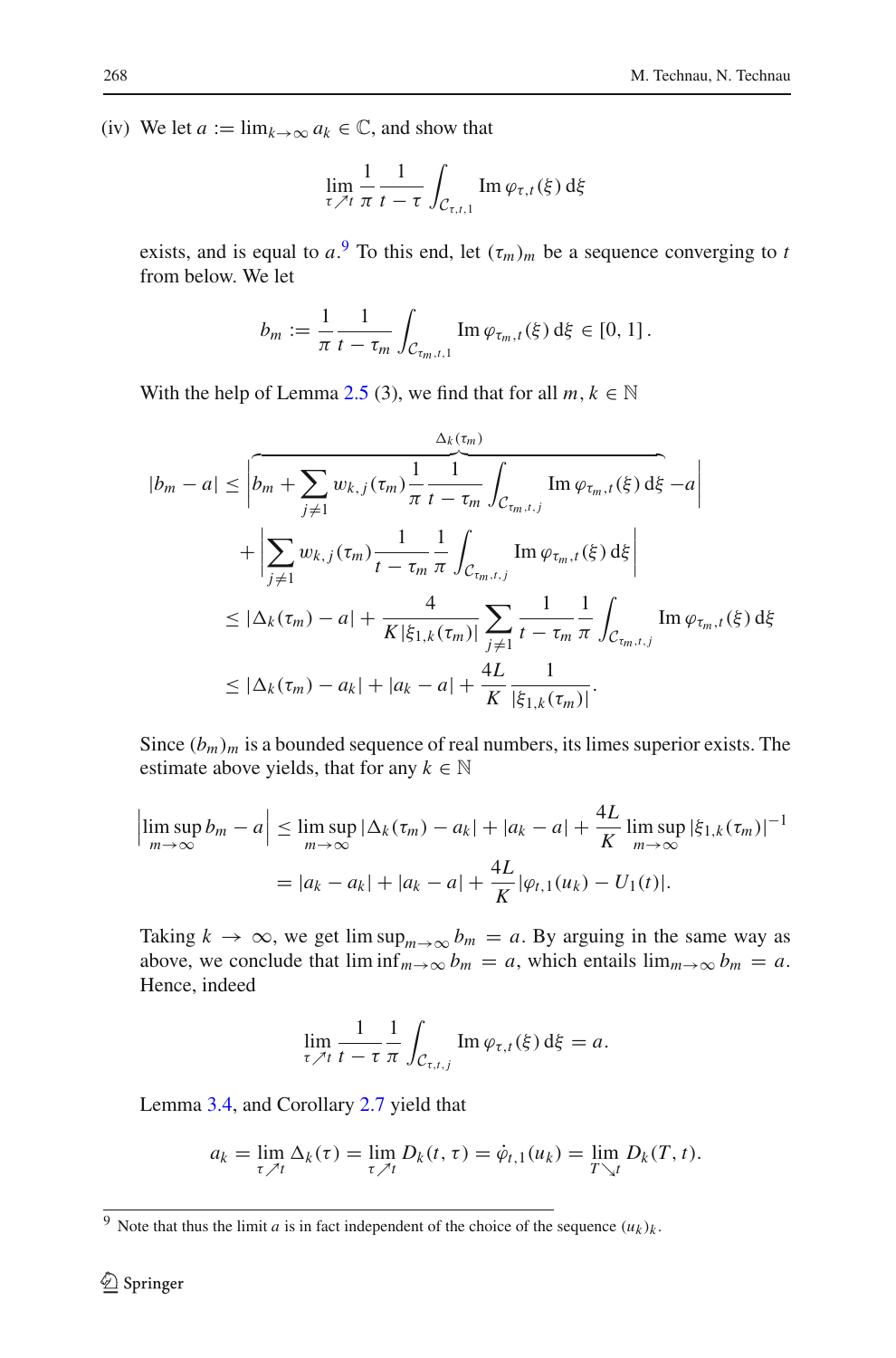(iv) We let $a := \lim_{k\to\infty} a_k \in \mathbb{C}$, and show that

$$\lim_{\tau \nearrow t} \frac{1}{\pi} \frac{1}{t-\tau} \int_{\mathcal{C}_{\tau,t,1}} \operatorname{Im} \varphi_{\tau,t}(\xi)\, \mathrm{d}\xi$$

exists, and is equal to $a$.[9] To this end, let $(\tau_m)_m$ be a sequence converging to $t$ from below. We let

$$b_m := \frac{1}{\pi} \frac{1}{t-\tau_m} \int_{\mathcal{C}_{\tau_m,t,1}} \operatorname{Im} \varphi_{\tau_m,t}(\xi)\, \mathrm{d}\xi \in [0,1]\,.$$

With the help of Lemma 2.5 (3), we find that for all $m, k \in \mathbb{N}$

$$\begin{aligned}
|b_m - a| &\le \Bigg| \overbrace{b_m + \sum_{j\neq 1} w_{k,j}(\tau_m) \frac{1}{\pi} \frac{1}{t-\tau_m} \int_{\mathcal{C}_{\tau_m,t,j}} \operatorname{Im} \varphi_{\tau_m,t}(\xi)\, \mathrm{d}\xi}^{\Delta_k(\tau_m)} - a \Bigg| \\
&\quad + \Bigg| \sum_{j\neq 1} w_{k,j}(\tau_m) \frac{1}{t-\tau_m} \frac{1}{\pi} \int_{\mathcal{C}_{\tau_m,t,j}} \operatorname{Im} \varphi_{\tau_m,t}(\xi)\, \mathrm{d}\xi \Bigg| \\
&\le |\Delta_k(\tau_m) - a| + \frac{4}{K|\xi_{1,k}(\tau_m)|} \sum_{j\neq 1} \frac{1}{t-\tau_m} \frac{1}{\pi} \int_{\mathcal{C}_{\tau_m,t,j}} \operatorname{Im} \varphi_{\tau_m,t}(\xi)\, \mathrm{d}\xi \\
&\le |\Delta_k(\tau_m) - a_k| + |a_k - a| + \frac{4L}{K} \frac{1}{|\xi_{1,k}(\tau_m)|}.
\end{aligned}$$

Since $(b_m)_m$ is a bounded sequence of real numbers, its limes superior exists. The estimate above yields, that for any $k \in \mathbb{N}$

$$\begin{aligned}
\Big| \limsup_{m\to\infty} b_m - a \Big| &\le \limsup_{m\to\infty} |\Delta_k(\tau_m) - a_k| + |a_k - a| + \frac{4L}{K} \limsup_{m\to\infty} |\xi_{1,k}(\tau_m)|^{-1} \\
&= |a_k - a_k| + |a_k - a| + \frac{4L}{K} |\varphi_{t,1}(u_k) - U_1(t)|.
\end{aligned}$$

Taking $k \to \infty$, we get $\limsup_{m\to\infty} b_m = a$. By arguing in the same way as above, we conclude that $\liminf_{m\to\infty} b_m = a$, which entails $\lim_{m\to\infty} b_m = a$. Hence, indeed

$$\lim_{\tau \nearrow t} \frac{1}{t-\tau} \frac{1}{\pi} \int_{\mathcal{C}_{\tau,t,j}} \operatorname{Im} \varphi_{\tau,t}(\xi)\, \mathrm{d}\xi = a.$$

Lemma 3.4, and Corollary 2.7 yield that

$$a_k = \lim_{\tau \nearrow t} \Delta_k(\tau) = \lim_{\tau \nearrow t} D_k(t,\tau) = \dot{\varphi}_{t,1}(u_k) = \lim_{T \searrow t} D_k(T,t).$$

---

[9] Note that thus the limit $a$ is in fact independent of the choice of the sequence $(u_k)_k$.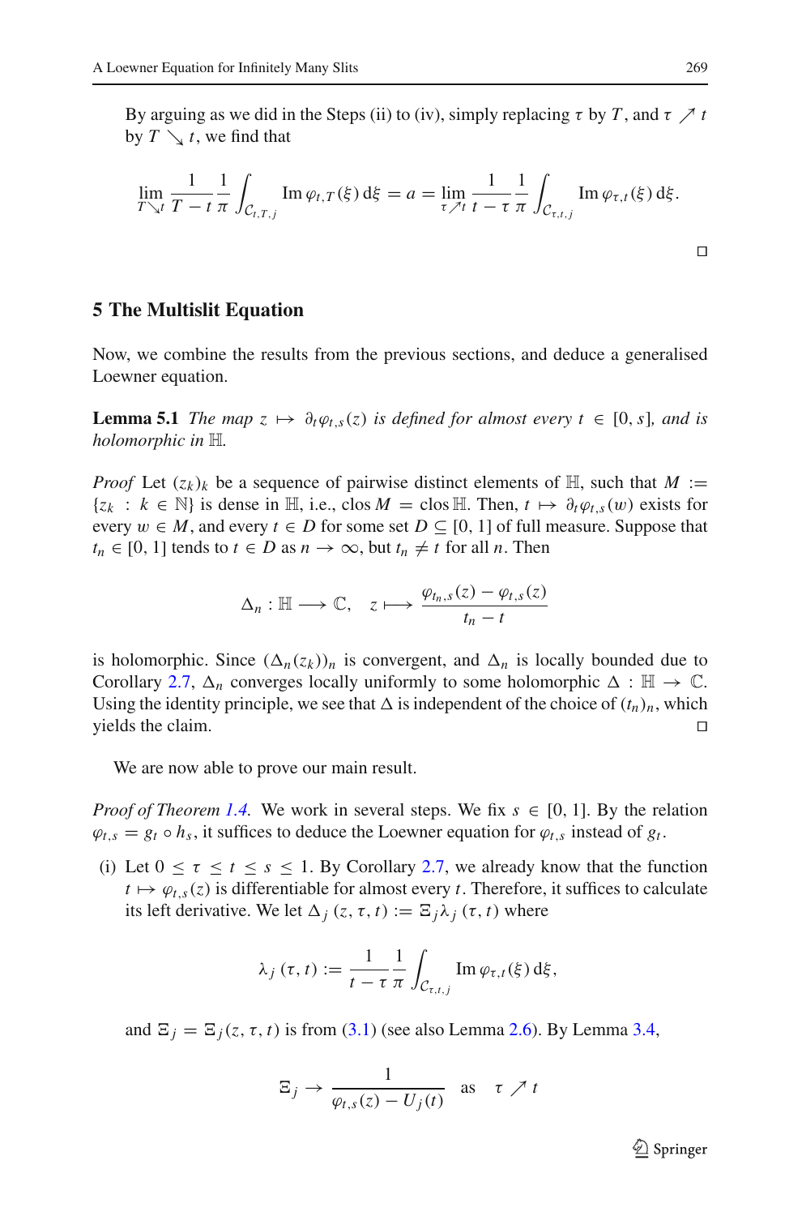By arguing as we did in the Steps (ii) to (iv), simply replacing $\tau$ by $T$, and $\tau \nearrow t$ by $T \searrow t$, we find that

$$\lim_{T \searrow t} \frac{1}{T-t} \frac{1}{\pi} \int_{\mathcal{C}_{t,T,j}} \operatorname{Im} \varphi_{t,T}(\xi)\, \mathrm{d}\xi = a = \lim_{\tau \nearrow t} \frac{1}{t-\tau} \frac{1}{\pi} \int_{\mathcal{C}_{\tau,t,j}} \operatorname{Im} \varphi_{\tau,t}(\xi)\, \mathrm{d}\xi.$$

□

## 5 The Multislit Equation

Now, we combine the results from the previous sections, and deduce a generalised Loewner equation.

**Lemma 5.1** *The map $z \mapsto \partial_t \varphi_{t,s}(z)$ is defined for almost every $t \in [0, s]$, and is holomorphic in $\mathbb{H}$.*

*Proof* Let $(z_k)_k$ be a sequence of pairwise distinct elements of $\mathbb{H}$, such that $M := \{z_k : k \in \mathbb{N}\}$ is dense in $\mathbb{H}$, i.e., $\operatorname{clos} M = \operatorname{clos} \mathbb{H}$. Then, $t \mapsto \partial_t \varphi_{t,s}(w)$ exists for every $w \in M$, and every $t \in D$ for some set $D \subseteq [0, 1]$ of full measure. Suppose that $t_n \in [0, 1]$ tends to $t \in D$ as $n \to \infty$, but $t_n \neq t$ for all $n$. Then

$$\Delta_n : \mathbb{H} \longrightarrow \mathbb{C}, \quad z \longmapsto \frac{\varphi_{t_n,s}(z) - \varphi_{t,s}(z)}{t_n - t}$$

is holomorphic. Since $(\Delta_n(z_k))_n$ is convergent, and $\Delta_n$ is locally bounded due to Corollary 2.7, $\Delta_n$ converges locally uniformly to some holomorphic $\Delta : \mathbb{H} \to \mathbb{C}$. Using the identity principle, we see that $\Delta$ is independent of the choice of $(t_n)_n$, which yields the claim. □

We are now able to prove our main result.

*Proof of Theorem 1.4.* We work in several steps. We fix $s \in [0, 1]$. By the relation $\varphi_{t,s} = g_t \circ h_s$, it suffices to deduce the Loewner equation for $\varphi_{t,s}$ instead of $g_t$.

(i) Let $0 \leq \tau \leq t \leq s \leq 1$. By Corollary 2.7, we already know that the function $t \mapsto \varphi_{t,s}(z)$ is differentiable for almost every $t$. Therefore, it suffices to calculate its left derivative. We let $\Delta_j(z, \tau, t) := \Xi_j \lambda_j(\tau, t)$ where

$$\lambda_j(\tau, t) := \frac{1}{t-\tau} \frac{1}{\pi} \int_{\mathcal{C}_{\tau,t,j}} \operatorname{Im} \varphi_{\tau,t}(\xi)\, \mathrm{d}\xi,$$

and $\Xi_j = \Xi_j(z, \tau, t)$ is from (3.1) (see also Lemma 2.6). By Lemma 3.4,

$$\Xi_j \to \frac{1}{\varphi_{t,s}(z) - U_j(t)} \quad \text{as} \quad \tau \nearrow t$$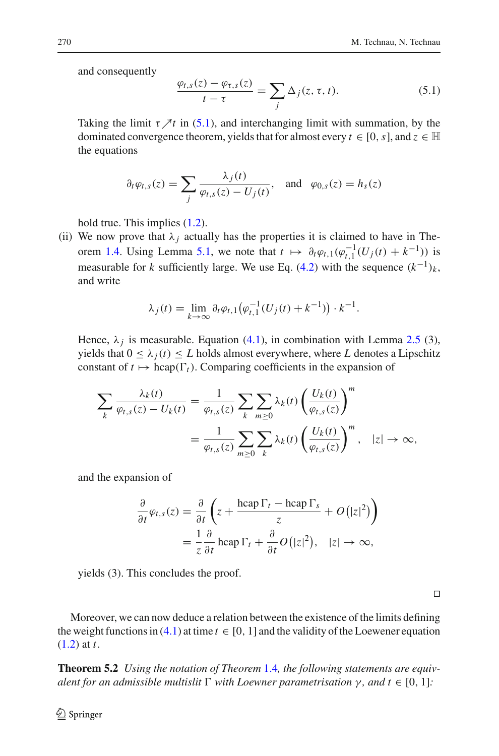and consequently

$$\frac{\varphi_{t,s}(z) - \varphi_{\tau,s}(z)}{t - \tau} = \sum_j \Delta_j(z, \tau, t). \tag{5.1}$$

Taking the limit $\tau \nearrow t$ in (5.1), and interchanging limit with summation, by the dominated convergence theorem, yields that for almost every $t \in [0, s]$, and $z \in \mathbb{H}$ the equations

$$\partial_t \varphi_{t,s}(z) = \sum_j \frac{\lambda_j(t)}{\varphi_{t,s}(z) - U_j(t)}, \quad \text{and} \quad \varphi_{0,s}(z) = h_s(z)$$

hold true. This implies (1.2).

(ii) We now prove that $\lambda_j$ actually has the properties it is claimed to have in Theorem 1.4. Using Lemma 5.1, we note that $t \mapsto \partial_t \varphi_{t,1}(\varphi_{t,1}^{-1}(U_j(t) + k^{-1}))$ is measurable for $k$ sufficiently large. We use Eq. (4.2) with the sequence $(k^{-1})_k$, and write

$$\lambda_j(t) = \lim_{k\to\infty} \partial_t \varphi_{t,1}\left(\varphi_{t,1}^{-1}(U_j(t) + k^{-1})\right) \cdot k^{-1}.$$

Hence, $\lambda_j$ is measurable. Equation (4.1), in combination with Lemma 2.5 (3), yields that $0 \le \lambda_j(t) \le L$ holds almost everywhere, where $L$ denotes a Lipschitz constant of $t \mapsto \operatorname{hcap}(\Gamma_t)$. Comparing coefficients in the expansion of

$$\begin{aligned}
\sum_k \frac{\lambda_k(t)}{\varphi_{t,s}(z) - U_k(t)} &= \frac{1}{\varphi_{t,s}(z)} \sum_k \sum_{m\ge 0} \lambda_k(t) \left(\frac{U_k(t)}{\varphi_{t,s}(z)}\right)^m \\
&= \frac{1}{\varphi_{t,s}(z)} \sum_{m\ge 0} \sum_k \lambda_k(t) \left(\frac{U_k(t)}{\varphi_{t,s}(z)}\right)^m, \quad |z| \to \infty,
\end{aligned}$$

and the expansion of

$$\begin{aligned}
\frac{\partial}{\partial t}\varphi_{t,s}(z) &= \frac{\partial}{\partial t}\left(z + \frac{\operatorname{hcap}\Gamma_t - \operatorname{hcap}\Gamma_s}{z} + O\left(|z|^2\right)\right) \\
&= \frac{1}{z}\frac{\partial}{\partial t}\operatorname{hcap}\Gamma_t + \frac{\partial}{\partial t} O\left(|z|^2\right), \quad |z| \to \infty,
\end{aligned}$$

yields (3). This concludes the proof.

□

Moreover, we can now deduce a relation between the existence of the limits defining the weight functions in (4.1) at time $t \in [0, 1]$ and the validity of the Loewener equation (1.2) at $t$.

**Theorem 5.2** *Using the notation of Theorem 1.4, the following statements are equivalent for an admissible multislit $\Gamma$ with Loewner parametrisation $\gamma$, and $t \in [0, 1]$:*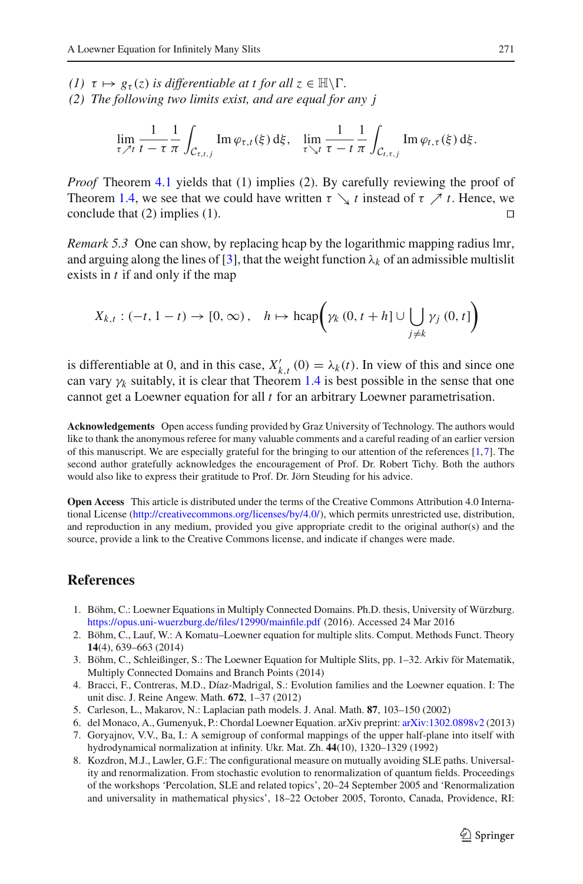(1) $\tau \mapsto g_\tau(z)$ *is differentiable at* $t$ *for all* $z \in \mathbb{H}\setminus\Gamma$.
(2) *The following two limits exist, and are equal for any* $j$

$$\lim_{\tau \nearrow t} \frac{1}{t-\tau}\frac{1}{\pi}\int_{\mathcal{C}_{\tau,t,j}} \operatorname{Im}\varphi_{\tau,t}(\xi)\,\mathrm{d}\xi, \quad \lim_{\tau \searrow t} \frac{1}{\tau-t}\frac{1}{\pi}\int_{\mathcal{C}_{t,\tau,j}} \operatorname{Im}\varphi_{t,\tau}(\xi)\,\mathrm{d}\xi.$$

*Proof* Theorem 4.1 yields that (1) implies (2). By carefully reviewing the proof of Theorem 1.4, we see that we could have written $\tau \searrow t$ instead of $\tau \nearrow t$. Hence, we conclude that (2) implies (1). □

*Remark 5.3* One can show, by replacing hcap by the logarithmic mapping radius lmr, and arguing along the lines of [3], that the weight function $\lambda_k$ of an admissible multislit exists in $t$ if and only if the map

$$X_{k,t} : (-t, 1-t) \to [0,\infty), \quad h \mapsto \operatorname{hcap}\left(\gamma_k\,(0, t+h] \cup \bigcup_{j\neq k} \gamma_j\,(0,t]\right)$$

is differentiable at 0, and in this case, $X'_{k,t}(0) = \lambda_k(t)$. In view of this and since one can vary $\gamma_k$ suitably, it is clear that Theorem 1.4 is best possible in the sense that one cannot get a Loewner equation for all $t$ for an arbitrary Loewner parametrisation.

**Acknowledgements** Open access funding provided by Graz University of Technology. The authors would like to thank the anonymous referee for many valuable comments and a careful reading of an earlier version of this manuscript. We are especially grateful for the bringing to our attention of the references [1,7]. The second author gratefully acknowledges the encouragement of Prof. Dr. Robert Tichy. Both the authors would also like to express their gratitude to Prof. Dr. Jörn Steuding for his advice.

**Open Access** This article is distributed under the terms of the Creative Commons Attribution 4.0 International License (http://creativecommons.org/licenses/by/4.0/), which permits unrestricted use, distribution, and reproduction in any medium, provided you give appropriate credit to the original author(s) and the source, provide a link to the Creative Commons license, and indicate if changes were made.

## References

1. Böhm, C.: Loewner Equations in Multiply Connected Domains. Ph.D. thesis, University of Würzburg. https://opus.uni-wuerzburg.de/files/12990/mainfile.pdf (2016). Accessed 24 Mar 2016
2. Böhm, C., Lauf, W.: A Komatu–Loewner equation for multiple slits. Comput. Methods Funct. Theory **14**(4), 639–663 (2014)
3. Böhm, C., Schleißinger, S.: The Loewner Equation for Multiple Slits, pp. 1–32. Arkiv för Matematik, Multiply Connected Domains and Branch Points (2014)
4. Bracci, F., Contreras, M.D., Díaz-Madrigal, S.: Evolution families and the Loewner equation. I: The unit disc. J. Reine Angew. Math. **672**, 1–37 (2012)
5. Carleson, L., Makarov, N.: Laplacian path models. J. Anal. Math. **87**, 103–150 (2002)
6. del Monaco, A., Gumenyuk, P.: Chordal Loewner Equation. arXiv preprint: arXiv:1302.0898v2 (2013)
7. Goryajnov, V.V., Ba, I.: A semigroup of conformal mappings of the upper half-plane into itself with hydrodynamical normalization at infinity. Ukr. Mat. Zh. **44**(10), 1320–1329 (1992)
8. Kozdron, M.J., Lawler, G.F.: The configurational measure on mutually avoiding SLE paths. Universality and renormalization. From stochastic evolution to renormalization of quantum fields. Proceedings of the workshops 'Percolation, SLE and related topics', 20–24 September 2005 and 'Renormalization and universality in mathematical physics', 18–22 October 2005, Toronto, Canada, Providence, RI: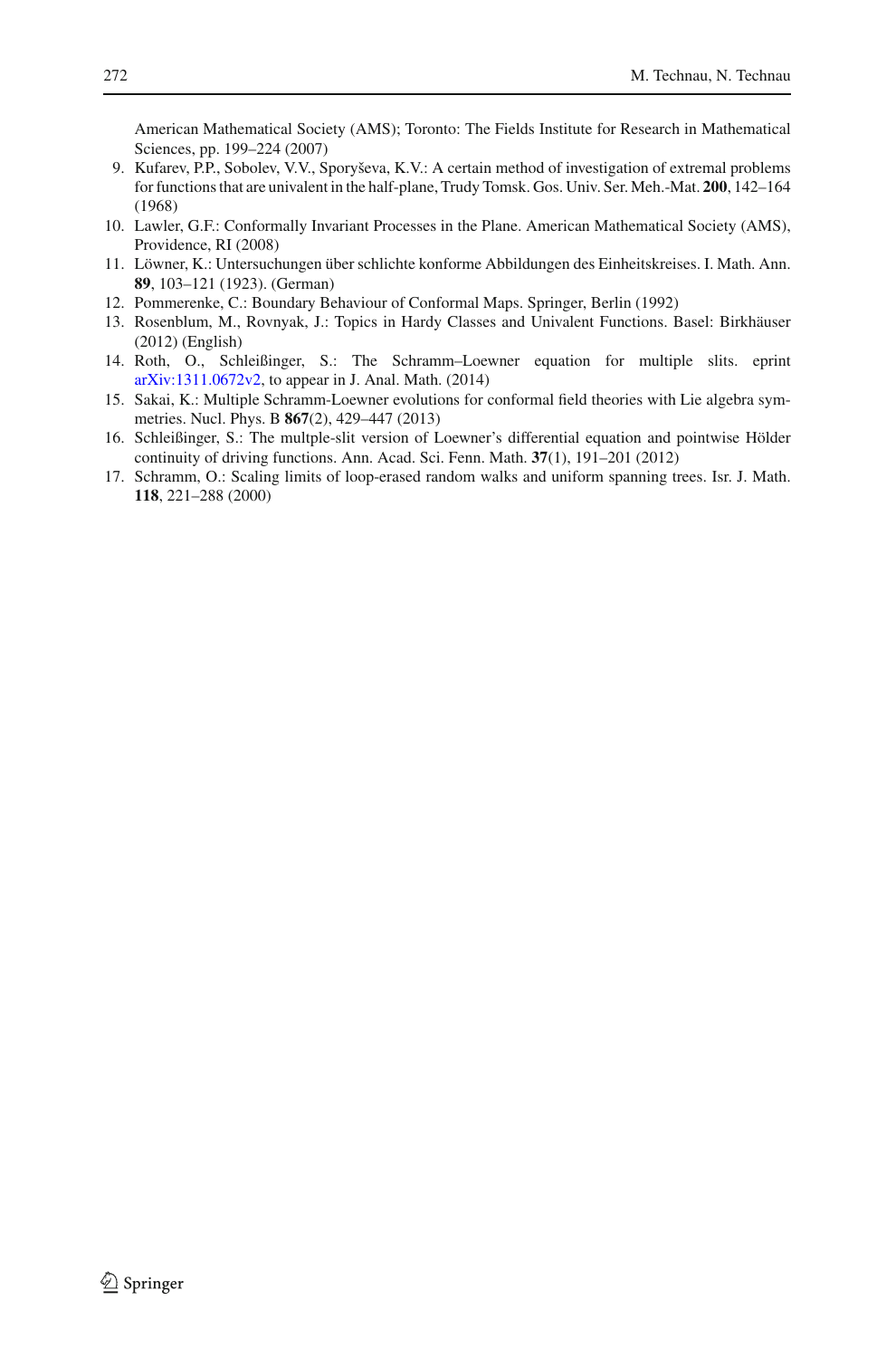American Mathematical Society (AMS); Toronto: The Fields Institute for Research in Mathematical Sciences, pp. 199–224 (2007)

9. Kufarev, P.P., Sobolev, V.V., Sporyševa, K.V.: A certain method of investigation of extremal problems for functions that are univalent in the half-plane, Trudy Tomsk. Gos. Univ. Ser. Meh.-Mat. **200**, 142–164 (1968)
10. Lawler, G.F.: Conformally Invariant Processes in the Plane. American Mathematical Society (AMS), Providence, RI (2008)
11. Löwner, K.: Untersuchungen über schlichte konforme Abbildungen des Einheitskreises. I. Math. Ann. **89**, 103–121 (1923). (German)
12. Pommerenke, C.: Boundary Behaviour of Conformal Maps. Springer, Berlin (1992)
13. Rosenblum, M., Rovnyak, J.: Topics in Hardy Classes and Univalent Functions. Basel: Birkhäuser (2012) (English)
14. Roth, O., Schleißinger, S.: The Schramm–Loewner equation for multiple slits. eprint arXiv:1311.0672v2, to appear in J. Anal. Math. (2014)
15. Sakai, K.: Multiple Schramm-Loewner evolutions for conformal field theories with Lie algebra symmetries. Nucl. Phys. B **867**(2), 429–447 (2013)
16. Schleißinger, S.: The multple-slit version of Loewner's differential equation and pointwise Hölder continuity of driving functions. Ann. Acad. Sci. Fenn. Math. **37**(1), 191–201 (2012)
17. Schramm, O.: Scaling limits of loop-erased random walks and uniform spanning trees. Isr. J. Math. **118**, 221–288 (2000)